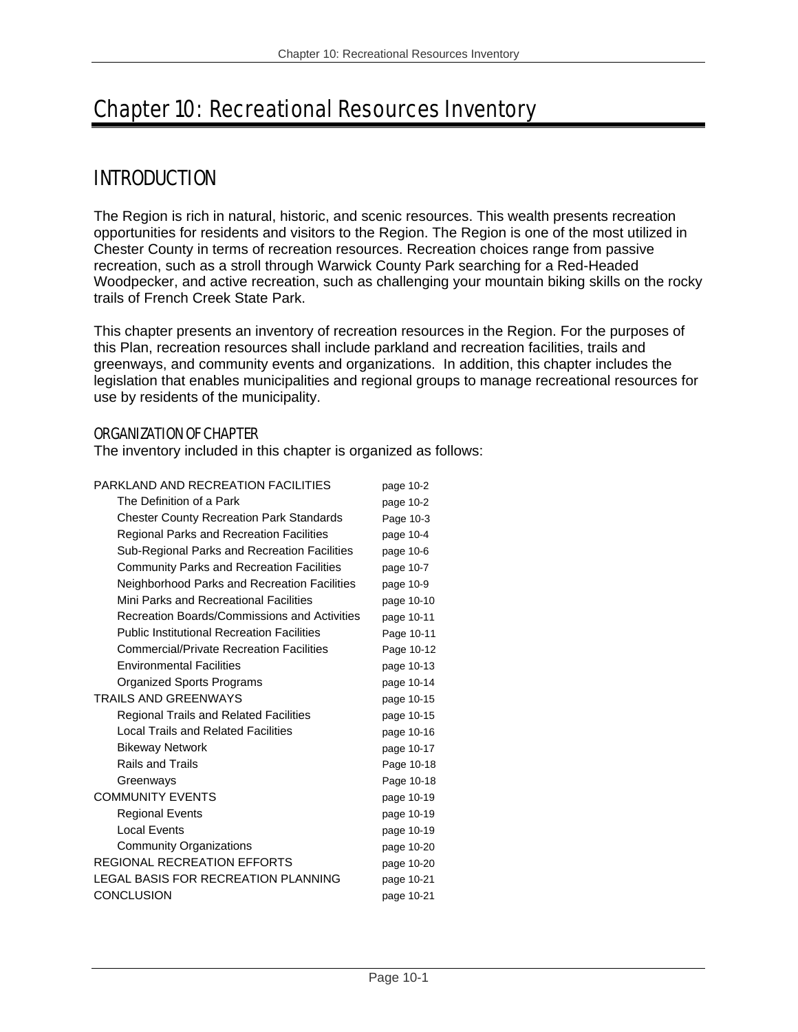# Chapter 10: Recreational Resources Inventory

## INTRODUCTION

The Region is rich in natural, historic, and scenic resources. This wealth presents recreation opportunities for residents and visitors to the Region. The Region is one of the most utilized in Chester County in terms of recreation resources. Recreation choices range from passive recreation, such as a stroll through Warwick County Park searching for a Red-Headed Woodpecker, and active recreation, such as challenging your mountain biking skills on the rocky trails of French Creek State Park.

This chapter presents an inventory of recreation resources in the Region. For the purposes of this Plan, recreation resources shall include parkland and recreation facilities, trails and greenways, and community events and organizations. In addition, this chapter includes the legislation that enables municipalities and regional groups to manage recreational resources for use by residents of the municipality.

### ORGANIZATION OF CHAPTER

The inventory included in this chapter is organized as follows:

| | |
|---|---|
| PARKLAND AND RECREATION FACILITIES | page 10-2 |
| The Definition of a Park | page 10-2 |
| Chester County Recreation Park Standards | Page 10-3 |
| Regional Parks and Recreation Facilities | page 10-4 |
| Sub-Regional Parks and Recreation Facilities | page 10-6 |
| Community Parks and Recreation Facilities | page 10-7 |
| Neighborhood Parks and Recreation Facilities | page 10-9 |
| Mini Parks and Recreational Facilities | page 10-10 |
| Recreation Boards/Commissions and Activities | page 10-11 |
| Public Institutional Recreation Facilities | Page 10-11 |
| Commercial/Private Recreation Facilities | Page 10-12 |
| Environmental Facilities | page 10-13 |
| Organized Sports Programs | page 10-14 |
| TRAILS AND GREENWAYS | page 10-15 |
| Regional Trails and Related Facilities | page 10-15 |
| Local Trails and Related Facilities | page 10-16 |
| Bikeway Network | page 10-17 |
| Rails and Trails | Page 10-18 |
| Greenways | Page 10-18 |
| COMMUNITY EVENTS | page 10-19 |
| Regional Events | page 10-19 |
| Local Events | page 10-19 |
| Community Organizations | page 10-20 |
| REGIONAL RECREATION EFFORTS | page 10-20 |
| LEGAL BASIS FOR RECREATION PLANNING | page 10-21 |
| CONCLUSION | page 10-21 |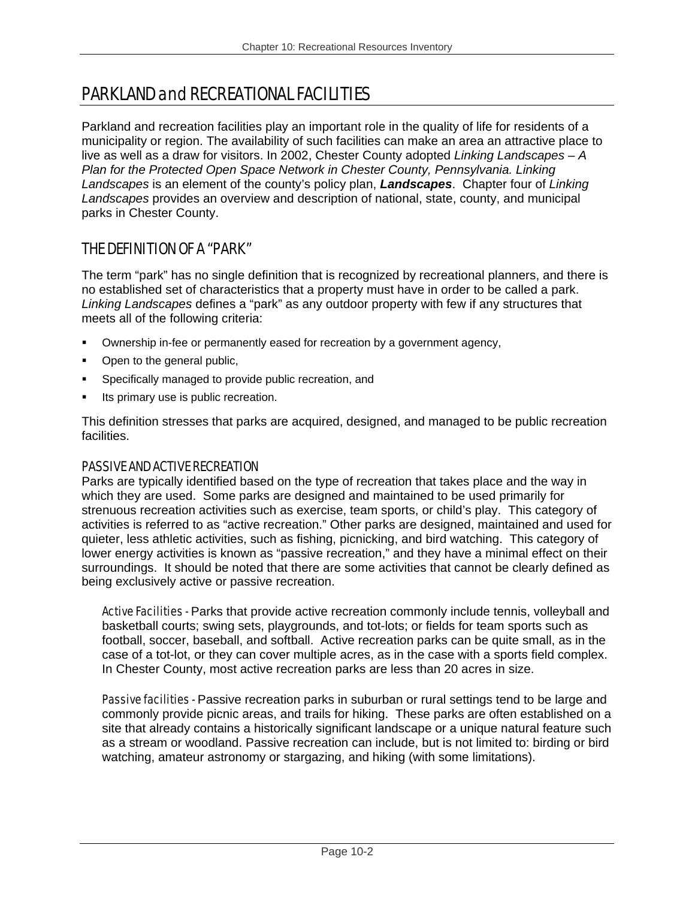# PARKLAND and RECREATIONAL FACILITIES

Parkland and recreation facilities play an important role in the quality of life for residents of a municipality or region. The availability of such facilities can make an area an attractive place to live as well as a draw for visitors. In 2002, Chester County adopted *Linking Landscapes – A Plan for the Protected Open Space Network in Chester County, Pennsylvania. Linking Landscapes* is an element of the county's policy plan, ***Landscapes***. Chapter four of *Linking Landscapes* provides an overview and description of national, state, county, and municipal parks in Chester County.

## THE DEFINITION OF A "PARK"

The term "park" has no single definition that is recognized by recreational planners, and there is no established set of characteristics that a property must have in order to be called a park. *Linking Landscapes* defines a "park" as any outdoor property with few if any structures that meets all of the following criteria:

- Ownership in-fee or permanently eased for recreation by a government agency,
- Open to the general public,
- Specifically managed to provide public recreation, and
- Its primary use is public recreation.

This definition stresses that parks are acquired, designed, and managed to be public recreation facilities.

### PASSIVE AND ACTIVE RECREATION

Parks are typically identified based on the type of recreation that takes place and the way in which they are used. Some parks are designed and maintained to be used primarily for strenuous recreation activities such as exercise, team sports, or child's play. This category of activities is referred to as "active recreation." Other parks are designed, maintained and used for quieter, less athletic activities, such as fishing, picnicking, and bird watching. This category of lower energy activities is known as "passive recreation," and they have a minimal effect on their surroundings. It should be noted that there are some activities that cannot be clearly defined as being exclusively active or passive recreation.

*Active Facilities* - Parks that provide active recreation commonly include tennis, volleyball and basketball courts; swing sets, playgrounds, and tot-lots; or fields for team sports such as football, soccer, baseball, and softball. Active recreation parks can be quite small, as in the case of a tot-lot, or they can cover multiple acres, as in the case with a sports field complex. In Chester County, most active recreation parks are less than 20 acres in size.

*Passive facilities* - Passive recreation parks in suburban or rural settings tend to be large and commonly provide picnic areas, and trails for hiking. These parks are often established on a site that already contains a historically significant landscape or a unique natural feature such as a stream or woodland. Passive recreation can include, but is not limited to: birding or bird watching, amateur astronomy or stargazing, and hiking (with some limitations).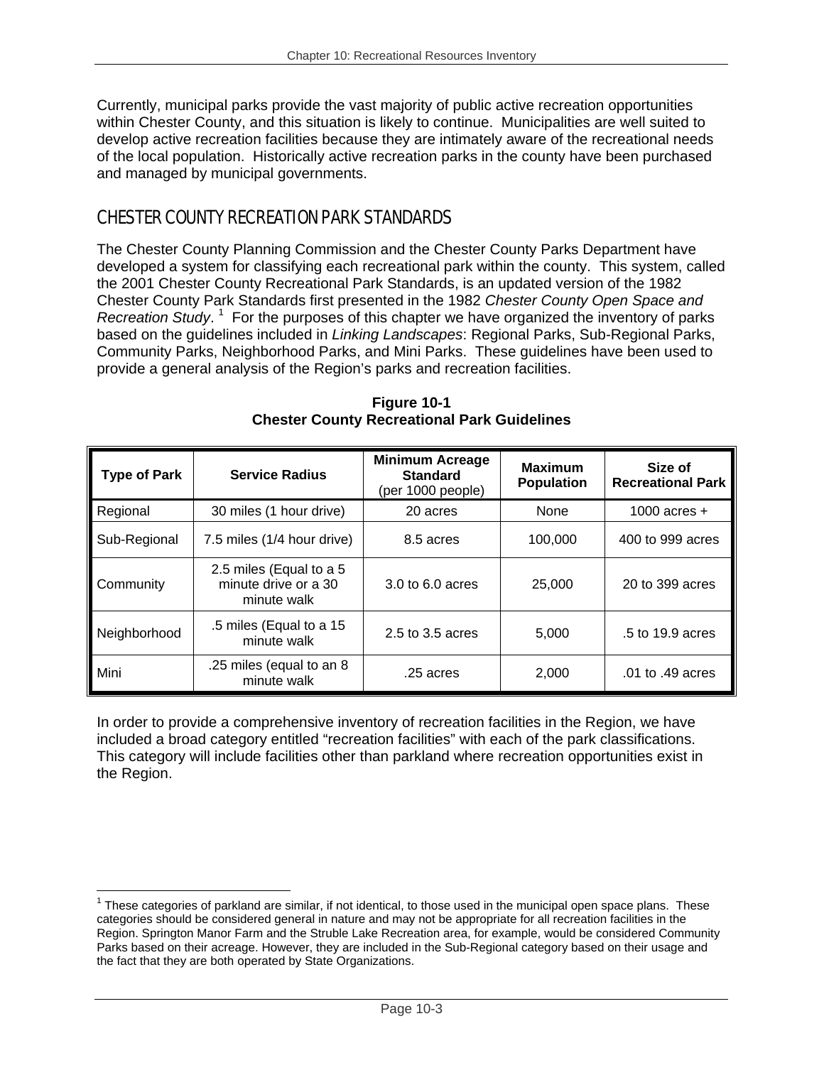Currently, municipal parks provide the vast majority of public active recreation opportunities within Chester County, and this situation is likely to continue. Municipalities are well suited to develop active recreation facilities because they are intimately aware of the recreational needs of the local population. Historically active recreation parks in the county have been purchased and managed by municipal governments.

## CHESTER COUNTY RECREATION PARK STANDARDS

The Chester County Planning Commission and the Chester County Parks Department have developed a system for classifying each recreational park within the county. This system, called the 2001 Chester County Recreational Park Standards, is an updated version of the 1982 Chester County Park Standards first presented in the 1982 *Chester County Open Space and Recreation Study*. [1] For the purposes of this chapter we have organized the inventory of parks based on the guidelines included in *Linking Landscapes*: Regional Parks, Sub-Regional Parks, Community Parks, Neighborhood Parks, and Mini Parks. These guidelines have been used to provide a general analysis of the Region's parks and recreation facilities.

**Figure 10-1**
**Chester County Recreational Park Guidelines**

| Type of Park | Service Radius | Minimum Acreage Standard (per 1000 people) | Maximum Population | Size of Recreational Park |
|---|---|---|---|---|
| Regional | 30 miles (1 hour drive) | 20 acres | None | 1000 acres + |
| Sub-Regional | 7.5 miles (1/4 hour drive) | 8.5 acres | 100,000 | 400 to 999 acres |
| Community | 2.5 miles (Equal to a 5 minute drive or a 30 minute walk | 3.0 to 6.0 acres | 25,000 | 20 to 399 acres |
| Neighborhood | .5 miles (Equal to a 15 minute walk | 2.5 to 3.5 acres | 5,000 | .5 to 19.9 acres |
| Mini | .25 miles (equal to an 8 minute walk | .25 acres | 2,000 | .01 to .49 acres |

In order to provide a comprehensive inventory of recreation facilities in the Region, we have included a broad category entitled "recreation facilities" with each of the park classifications. This category will include facilities other than parkland where recreation opportunities exist in the Region.

[1] These categories of parkland are similar, if not identical, to those used in the municipal open space plans. These categories should be considered general in nature and may not be appropriate for all recreation facilities in the Region. Springton Manor Farm and the Struble Lake Recreation area, for example, would be considered Community Parks based on their acreage. However, they are included in the Sub-Regional category based on their usage and the fact that they are both operated by State Organizations.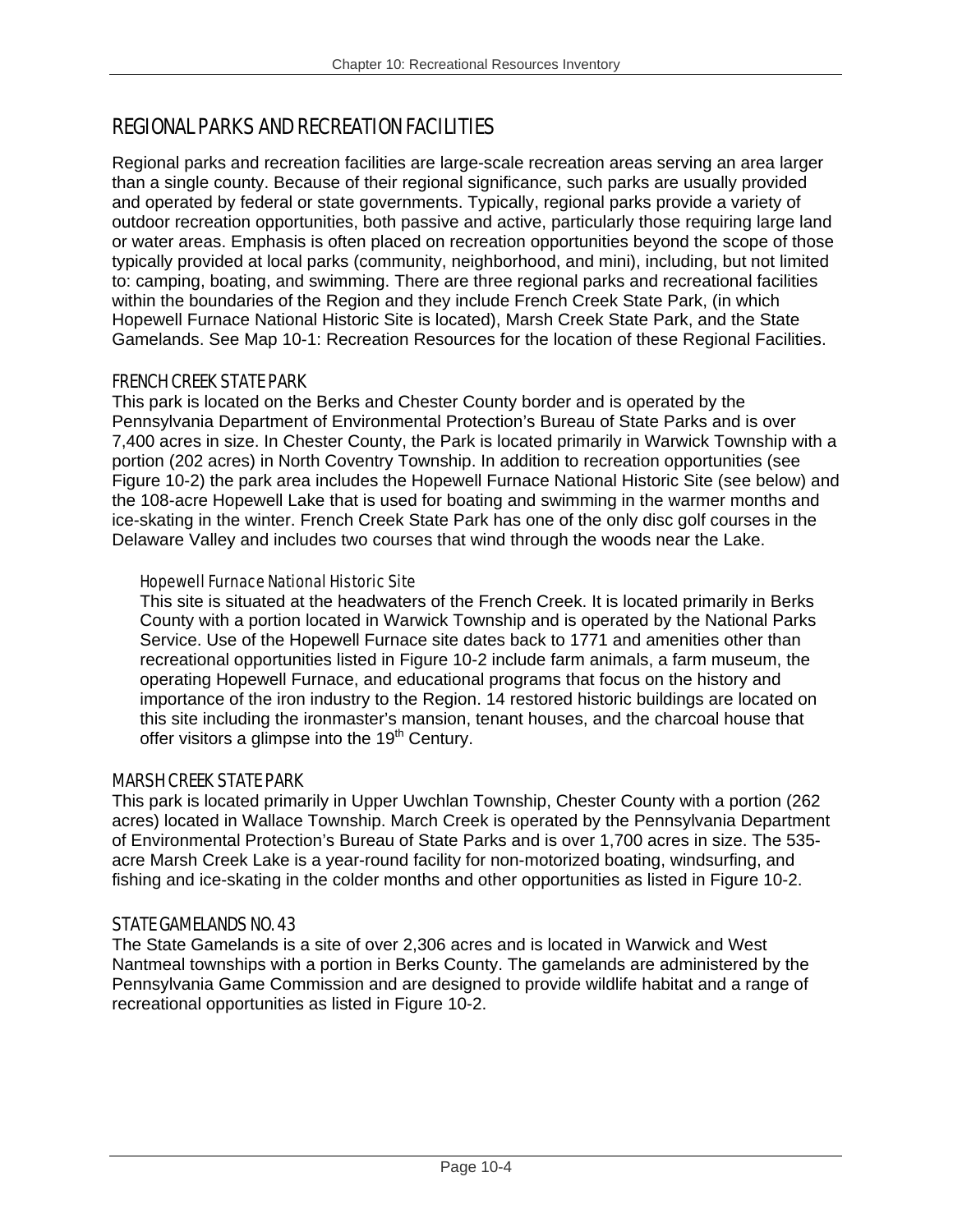## REGIONAL PARKS AND RECREATION FACILITIES

Regional parks and recreation facilities are large-scale recreation areas serving an area larger than a single county. Because of their regional significance, such parks are usually provided and operated by federal or state governments. Typically, regional parks provide a variety of outdoor recreation opportunities, both passive and active, particularly those requiring large land or water areas. Emphasis is often placed on recreation opportunities beyond the scope of those typically provided at local parks (community, neighborhood, and mini), including, but not limited to: camping, boating, and swimming. There are three regional parks and recreational facilities within the boundaries of the Region and they include French Creek State Park, (in which Hopewell Furnace National Historic Site is located), Marsh Creek State Park, and the State Gamelands. See Map 10-1: Recreation Resources for the location of these Regional Facilities.

### FRENCH CREEK STATE PARK

This park is located on the Berks and Chester County border and is operated by the Pennsylvania Department of Environmental Protection's Bureau of State Parks and is over 7,400 acres in size. In Chester County, the Park is located primarily in Warwick Township with a portion (202 acres) in North Coventry Township. In addition to recreation opportunities (see Figure 10-2) the park area includes the Hopewell Furnace National Historic Site (see below) and the 108-acre Hopewell Lake that is used for boating and swimming in the warmer months and ice-skating in the winter. French Creek State Park has one of the only disc golf courses in the Delaware Valley and includes two courses that wind through the woods near the Lake.

#### Hopewell Furnace National Historic Site

This site is situated at the headwaters of the French Creek. It is located primarily in Berks County with a portion located in Warwick Township and is operated by the National Parks Service. Use of the Hopewell Furnace site dates back to 1771 and amenities other than recreational opportunities listed in Figure 10-2 include farm animals, a farm museum, the operating Hopewell Furnace, and educational programs that focus on the history and importance of the iron industry to the Region. 14 restored historic buildings are located on this site including the ironmaster's mansion, tenant houses, and the charcoal house that offer visitors a glimpse into the 19th Century.

### MARSH CREEK STATE PARK

This park is located primarily in Upper Uwchlan Township, Chester County with a portion (262 acres) located in Wallace Township. March Creek is operated by the Pennsylvania Department of Environmental Protection's Bureau of State Parks and is over 1,700 acres in size. The 535-acre Marsh Creek Lake is a year-round facility for non-motorized boating, windsurfing, and fishing and ice-skating in the colder months and other opportunities as listed in Figure 10-2.

### STATE GAMELANDS NO. 43

The State Gamelands is a site of over 2,306 acres and is located in Warwick and West Nantmeal townships with a portion in Berks County. The gamelands are administered by the Pennsylvania Game Commission and are designed to provide wildlife habitat and a range of recreational opportunities as listed in Figure 10-2.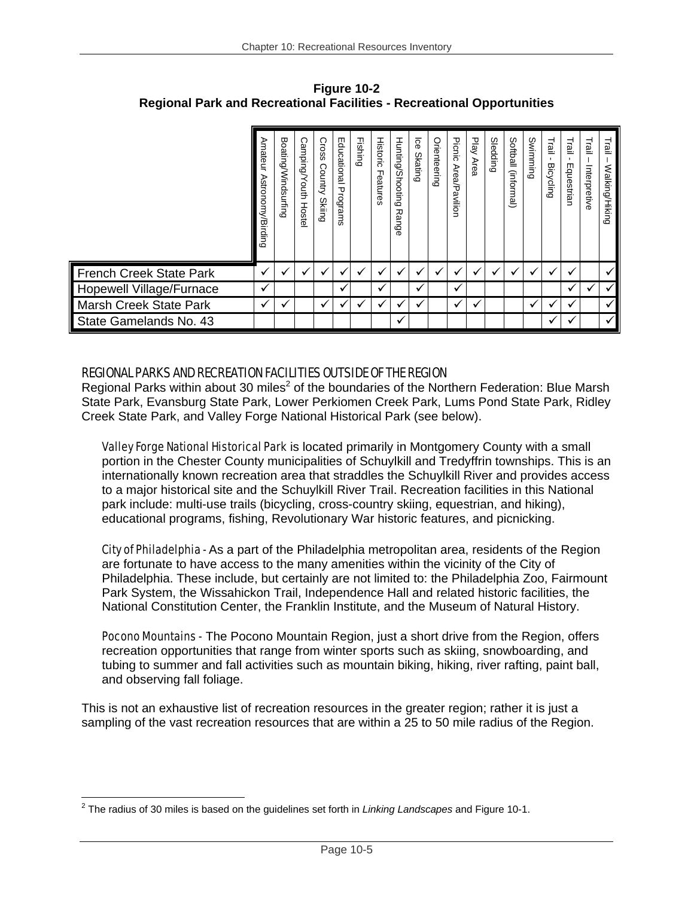**Figure 10-2**
**Regional Park and Recreational Facilities - Recreational Opportunities**

| | Amateur Astronomy/Birding | Boating/Windsurfing | Camping/Youth Hostel | Cross Country Skiing | Educational Programs | Fishing | Historic Features | Hunting/Shooting Range | Ice Skating | Orienteering | Picnic Area/Pavilion | Play Area | Sledding | Softball (informal) | Swimming | Trail - Bicycling | Trail - Equestrian | Trail – Interpretive | Trail – Walking/Hiking |
|---|---|---|---|---|---|---|---|---|---|---|---|---|---|---|---|---|---|---|---|
| French Creek State Park | ✓ | ✓ | ✓ | ✓ | ✓ | ✓ | ✓ | ✓ | ✓ | ✓ | ✓ | ✓ | ✓ | ✓ | ✓ | ✓ | ✓ | | ✓ |
| Hopewell Village/Furnace | ✓ | | | | ✓ | | ✓ | | ✓ | | ✓ | | | | | | ✓ | ✓ | ✓ |
| Marsh Creek State Park | ✓ | ✓ | | ✓ | ✓ | ✓ | ✓ | ✓ | ✓ | | ✓ | ✓ | | | ✓ | ✓ | ✓ | | ✓ |
| State Gamelands No. 43 | | | | | | | | ✓ | | | | | | | | ✓ | ✓ | | ✓ |

## REGIONAL PARKS AND RECREATION FACILITIES OUTSIDE OF THE REGION

Regional Parks within about 30 miles[2] of the boundaries of the Northern Federation: Blue Marsh State Park, Evansburg State Park, Lower Perkiomen Creek Park, Lums Pond State Park, Ridley Creek State Park, and Valley Forge National Historical Park (see below).

*Valley Forge National Historical Park* is located primarily in Montgomery County with a small portion in the Chester County municipalities of Schuylkill and Tredyffrin townships. This is an internationally known recreation area that straddles the Schuylkill River and provides access to a major historical site and the Schuylkill River Trail. Recreation facilities in this National park include: multi-use trails (bicycling, cross-country skiing, equestrian, and hiking), educational programs, fishing, Revolutionary War historic features, and picnicking.

*City of Philadelphia* - As a part of the Philadelphia metropolitan area, residents of the Region are fortunate to have access to the many amenities within the vicinity of the City of Philadelphia. These include, but certainly are not limited to: the Philadelphia Zoo, Fairmount Park System, the Wissahickon Trail, Independence Hall and related historic facilities, the National Constitution Center, the Franklin Institute, and the Museum of Natural History.

*Pocono Mountains* - The Pocono Mountain Region, just a short drive from the Region, offers recreation opportunities that range from winter sports such as skiing, snowboarding, and tubing to summer and fall activities such as mountain biking, hiking, river rafting, paint ball, and observing fall foliage.

This is not an exhaustive list of recreation resources in the greater region; rather it is just a sampling of the vast recreation resources that are within a 25 to 50 mile radius of the Region.

[2] The radius of 30 miles is based on the guidelines set forth in *Linking Landscapes* and Figure 10-1.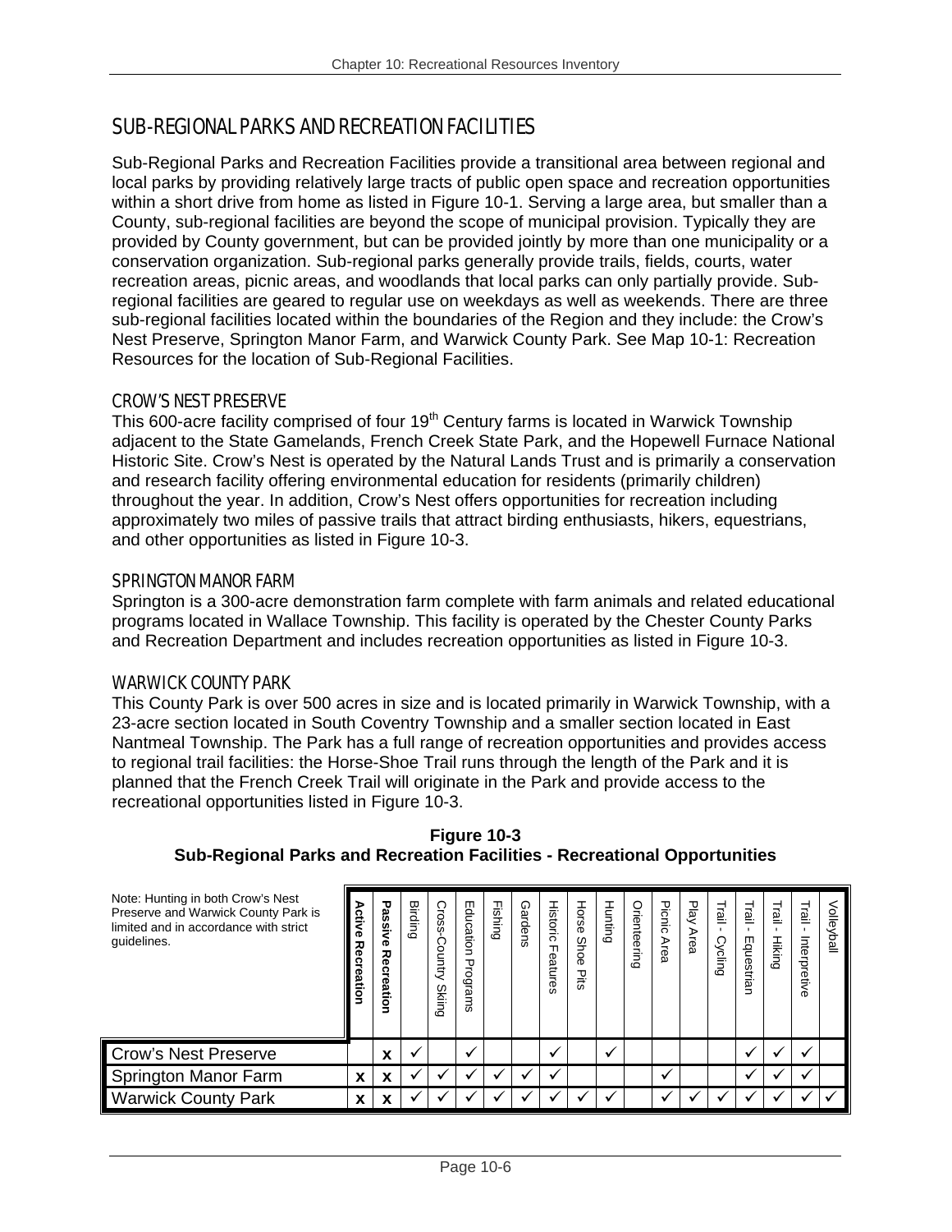## SUB-REGIONAL PARKS AND RECREATION FACILITIES

Sub-Regional Parks and Recreation Facilities provide a transitional area between regional and local parks by providing relatively large tracts of public open space and recreation opportunities within a short drive from home as listed in Figure 10-1. Serving a large area, but smaller than a County, sub-regional facilities are beyond the scope of municipal provision. Typically they are provided by County government, but can be provided jointly by more than one municipality or a conservation organization. Sub-regional parks generally provide trails, fields, courts, water recreation areas, picnic areas, and woodlands that local parks can only partially provide. Sub-regional facilities are geared to regular use on weekdays as well as weekends. There are three sub-regional facilities located within the boundaries of the Region and they include: the Crow's Nest Preserve, Springton Manor Farm, and Warwick County Park. See Map 10-1: Recreation Resources for the location of Sub-Regional Facilities.

### CROW'S NEST PRESERVE

This 600-acre facility comprised of four 19th Century farms is located in Warwick Township adjacent to the State Gamelands, French Creek State Park, and the Hopewell Furnace National Historic Site. Crow's Nest is operated by the Natural Lands Trust and is primarily a conservation and research facility offering environmental education for residents (primarily children) throughout the year. In addition, Crow's Nest offers opportunities for recreation including approximately two miles of passive trails that attract birding enthusiasts, hikers, equestrians, and other opportunities as listed in Figure 10-3.

### SPRINGTON MANOR FARM

Springton is a 300-acre demonstration farm complete with farm animals and related educational programs located in Wallace Township. This facility is operated by the Chester County Parks and Recreation Department and includes recreation opportunities as listed in Figure 10-3.

### WARWICK COUNTY PARK

This County Park is over 500 acres in size and is located primarily in Warwick Township, with a 23-acre section located in South Coventry Township and a smaller section located in East Nantmeal Township. The Park has a full range of recreation opportunities and provides access to regional trail facilities: the Horse-Shoe Trail runs through the length of the Park and it is planned that the French Creek Trail will originate in the Park and provide access to the recreational opportunities listed in Figure 10-3.

**Figure 10-3**
**Sub-Regional Parks and Recreation Facilities - Recreational Opportunities**

Note: Hunting in both Crow's Nest Preserve and Warwick County Park is limited and in accordance with strict guidelines.

| | **Active Recreation** | **Passive Recreation** | Birding | Cross-Country Skiing | Education Programs | Fishing | Gardens | Historic Features | Horse Shoe Pits | Hunting | Orienteering | Picnic Area | Play Area | Trail - Cycling | Trail - Equestrian | Trail - Hiking | Trail - Interpretive | Volleyball |
|---|---|---|---|---|---|---|---|---|---|---|---|---|---|---|---|---|---|---|
| Crow's Nest Preserve | | x | ✓ | | ✓ | | | ✓ | | ✓ | | | | | ✓ | ✓ | ✓ | |
| Springton Manor Farm | x | x | ✓ | ✓ | ✓ | ✓ | ✓ | ✓ | | | | ✓ | | | ✓ | ✓ | ✓ | |
| Warwick County Park | x | x | ✓ | ✓ | ✓ | ✓ | ✓ | ✓ | ✓ | ✓ | | ✓ | ✓ | ✓ | ✓ | ✓ | ✓ | ✓ |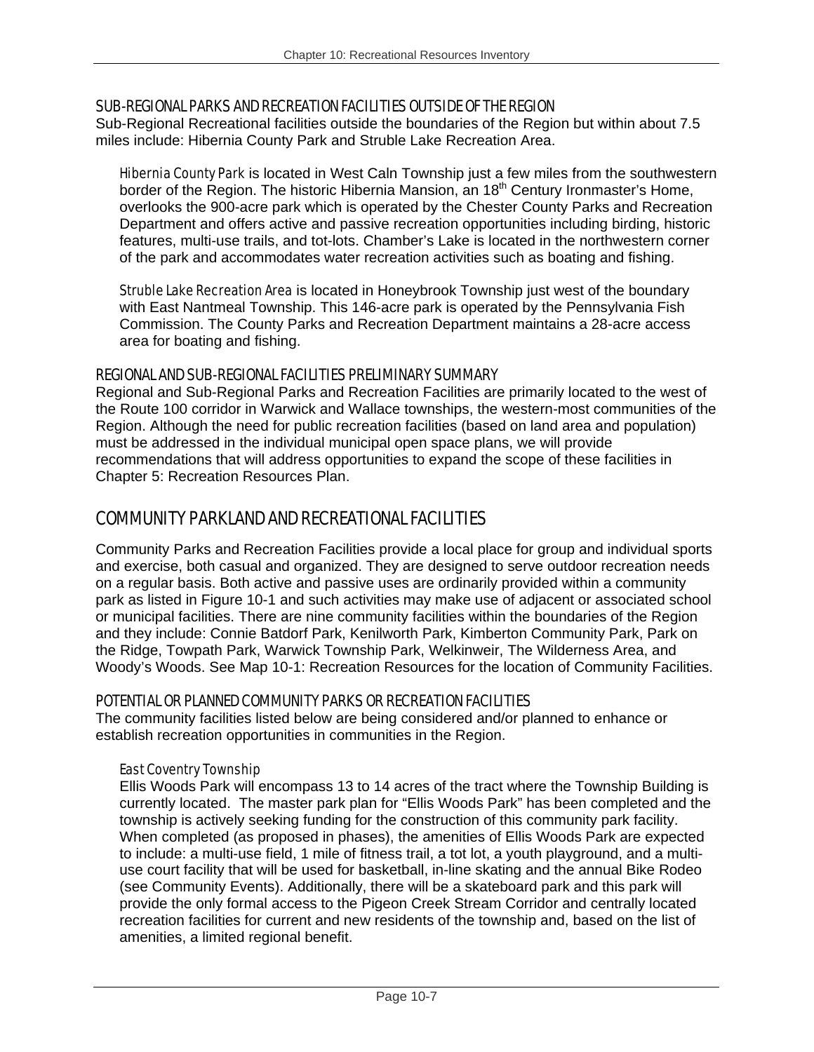### SUB-REGIONAL PARKS AND RECREATION FACILITIES OUTSIDE OF THE REGION

Sub-Regional Recreational facilities outside the boundaries of the Region but within about 7.5 miles include: Hibernia County Park and Struble Lake Recreation Area.

*Hibernia County Park* is located in West Caln Township just a few miles from the southwestern border of the Region. The historic Hibernia Mansion, an 18th Century Ironmaster's Home, overlooks the 900-acre park which is operated by the Chester County Parks and Recreation Department and offers active and passive recreation opportunities including birding, historic features, multi-use trails, and tot-lots. Chamber's Lake is located in the northwestern corner of the park and accommodates water recreation activities such as boating and fishing.

*Struble Lake Recreation Area* is located in Honeybrook Township just west of the boundary with East Nantmeal Township. This 146-acre park is operated by the Pennsylvania Fish Commission. The County Parks and Recreation Department maintains a 28-acre access area for boating and fishing.

### REGIONAL AND SUB-REGIONAL FACILITIES PRELIMINARY SUMMARY

Regional and Sub-Regional Parks and Recreation Facilities are primarily located to the west of the Route 100 corridor in Warwick and Wallace townships, the western-most communities of the Region. Although the need for public recreation facilities (based on land area and population) must be addressed in the individual municipal open space plans, we will provide recommendations that will address opportunities to expand the scope of these facilities in Chapter 5: Recreation Resources Plan.

## COMMUNITY PARKLAND AND RECREATIONAL FACILITIES

Community Parks and Recreation Facilities provide a local place for group and individual sports and exercise, both casual and organized. They are designed to serve outdoor recreation needs on a regular basis. Both active and passive uses are ordinarily provided within a community park as listed in Figure 10-1 and such activities may make use of adjacent or associated school or municipal facilities. There are nine community facilities within the boundaries of the Region and they include: Connie Batdorf Park, Kenilworth Park, Kimberton Community Park, Park on the Ridge, Towpath Park, Warwick Township Park, Welkinweir, The Wilderness Area, and Woody's Woods. See Map 10-1: Recreation Resources for the location of Community Facilities.

### POTENTIAL OR PLANNED COMMUNITY PARKS OR RECREATION FACILITIES

The community facilities listed below are being considered and/or planned to enhance or establish recreation opportunities in communities in the Region.

#### *East Coventry Township*

Ellis Woods Park will encompass 13 to 14 acres of the tract where the Township Building is currently located. The master park plan for "Ellis Woods Park" has been completed and the township is actively seeking funding for the construction of this community park facility. When completed (as proposed in phases), the amenities of Ellis Woods Park are expected to include: a multi-use field, 1 mile of fitness trail, a tot lot, a youth playground, and a multi-use court facility that will be used for basketball, in-line skating and the annual Bike Rodeo (see Community Events). Additionally, there will be a skateboard park and this park will provide the only formal access to the Pigeon Creek Stream Corridor and centrally located recreation facilities for current and new residents of the township and, based on the list of amenities, a limited regional benefit.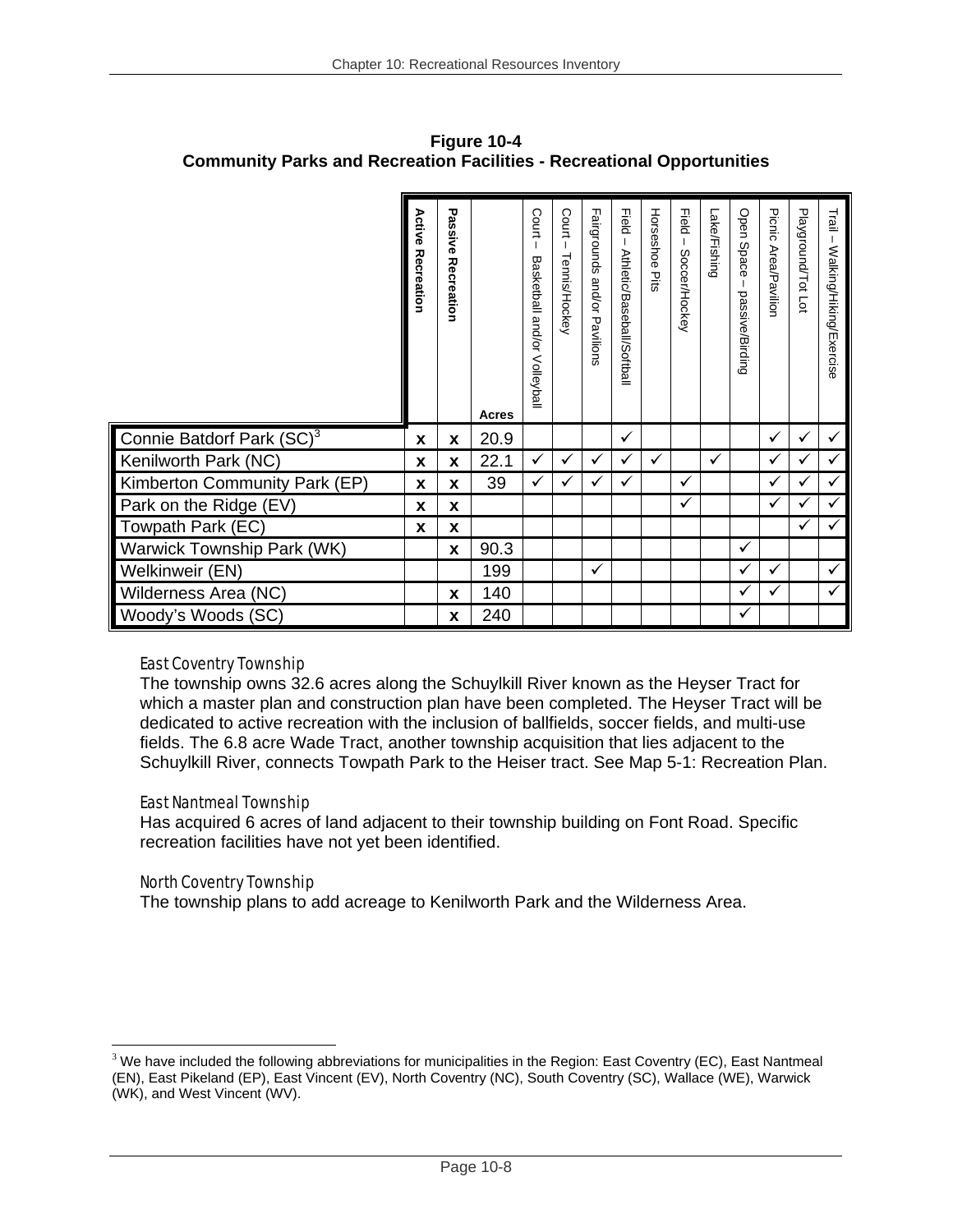**Figure 10-4**
**Community Parks and Recreation Facilities - Recreational Opportunities**

| | **Active Recreation** | **Passive Recreation** | **Acres** | Court – Basketball and/or Volleyball | Court – Tennis/Hockey | Fairgrounds and/or Pavilions | Field – Athletic/Baseball/Softball | Horseshoe Pits | Field – Soccer/Hockey | Lake/Fishing | Open Space – passive/Birding | Picnic Area/Pavilion | Playground/Tot Lot | Trail – Walking/Hiking/Exercise |
|---|---|---|---|---|---|---|---|---|---|---|---|---|---|---|
| Connie Batdorf Park (SC)[3] | x | x | 20.9 | | | | ✓ | | | | | ✓ | ✓ | ✓ |
| Kenilworth Park (NC) | x | x | 22.1 | ✓ | ✓ | ✓ | ✓ | ✓ | | ✓ | | ✓ | ✓ | ✓ |
| Kimberton Community Park (EP) | x | x | 39 | ✓ | ✓ | ✓ | ✓ | | ✓ | | | ✓ | ✓ | ✓ |
| Park on the Ridge (EV) | x | x | | | | | | | ✓ | | | ✓ | ✓ | ✓ |
| Towpath Park (EC) | x | x | | | | | | | | | | | ✓ | ✓ |
| Warwick Township Park (WK) | | x | 90.3 | | | | | | | | ✓ | | | |
| Welkinweir (EN) | | | 199 | | | ✓ | | | | | ✓ | ✓ | | ✓ |
| Wilderness Area (NC) | | x | 140 | | | | | | | | ✓ | ✓ | | ✓ |
| Woody's Woods (SC) | | x | 240 | | | | | | | | ✓ | | | |

### East Coventry Township

The township owns 32.6 acres along the Schuylkill River known as the Heyser Tract for which a master plan and construction plan have been completed. The Heyser Tract will be dedicated to active recreation with the inclusion of ballfields, soccer fields, and multi-use fields. The 6.8 acre Wade Tract, another township acquisition that lies adjacent to the Schuylkill River, connects Towpath Park to the Heiser tract. See Map 5-1: Recreation Plan.

### East Nantmeal Township

Has acquired 6 acres of land adjacent to their township building on Font Road. Specific recreation facilities have not yet been identified.

### North Coventry Township

The township plans to add acreage to Kenilworth Park and the Wilderness Area.

---

[3] We have included the following abbreviations for municipalities in the Region: East Coventry (EC), East Nantmeal (EN), East Pikeland (EP), East Vincent (EV), North Coventry (NC), South Coventry (SC), Wallace (WE), Warwick (WK), and West Vincent (WV).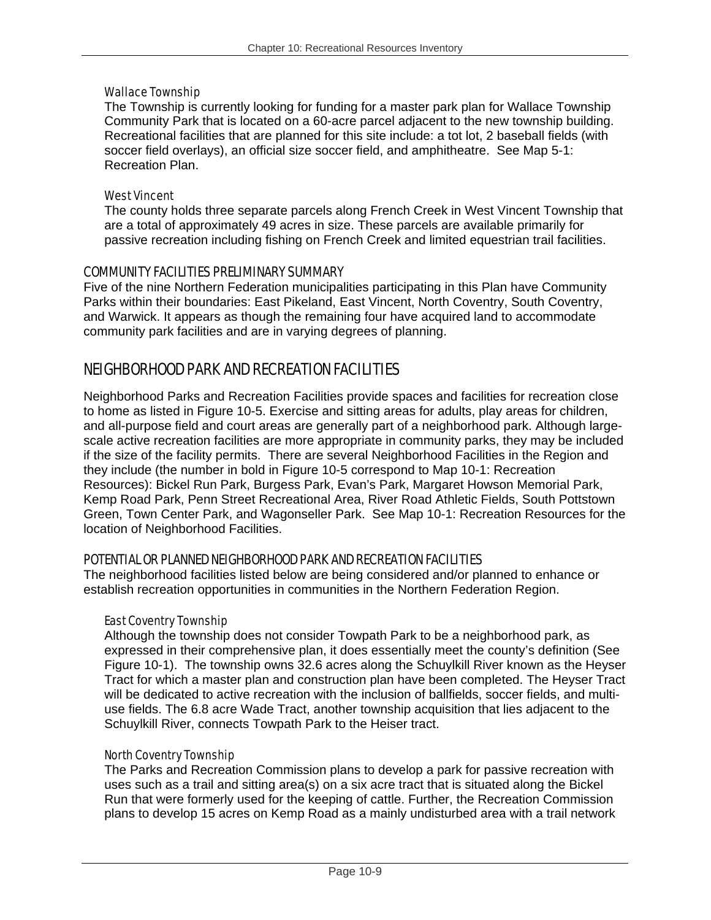#### Wallace Township

The Township is currently looking for funding for a master park plan for Wallace Township Community Park that is located on a 60-acre parcel adjacent to the new township building. Recreational facilities that are planned for this site include: a tot lot, 2 baseball fields (with soccer field overlays), an official size soccer field, and amphitheatre. See Map 5-1: Recreation Plan.

#### West Vincent

The county holds three separate parcels along French Creek in West Vincent Township that are a total of approximately 49 acres in size. These parcels are available primarily for passive recreation including fishing on French Creek and limited equestrian trail facilities.

### COMMUNITY FACILITIES PRELIMINARY SUMMARY

Five of the nine Northern Federation municipalities participating in this Plan have Community Parks within their boundaries: East Pikeland, East Vincent, North Coventry, South Coventry, and Warwick. It appears as though the remaining four have acquired land to accommodate community park facilities and are in varying degrees of planning.

## NEIGHBORHOOD PARK AND RECREATION FACILITIES

Neighborhood Parks and Recreation Facilities provide spaces and facilities for recreation close to home as listed in Figure 10-5. Exercise and sitting areas for adults, play areas for children, and all-purpose field and court areas are generally part of a neighborhood park. Although large-scale active recreation facilities are more appropriate in community parks, they may be included if the size of the facility permits. There are several Neighborhood Facilities in the Region and they include (the number in bold in Figure 10-5 correspond to Map 10-1: Recreation Resources): Bickel Run Park, Burgess Park, Evan's Park, Margaret Howson Memorial Park, Kemp Road Park, Penn Street Recreational Area, River Road Athletic Fields, South Pottstown Green, Town Center Park, and Wagonseller Park. See Map 10-1: Recreation Resources for the location of Neighborhood Facilities.

### POTENTIAL OR PLANNED NEIGHBORHOOD PARK AND RECREATION FACILITIES

The neighborhood facilities listed below are being considered and/or planned to enhance or establish recreation opportunities in communities in the Northern Federation Region.

#### East Coventry Township

Although the township does not consider Towpath Park to be a neighborhood park, as expressed in their comprehensive plan, it does essentially meet the county's definition (See Figure 10-1). The township owns 32.6 acres along the Schuylkill River known as the Heyser Tract for which a master plan and construction plan have been completed. The Heyser Tract will be dedicated to active recreation with the inclusion of ballfields, soccer fields, and multi-use fields. The 6.8 acre Wade Tract, another township acquisition that lies adjacent to the Schuylkill River, connects Towpath Park to the Heiser tract.

#### North Coventry Township

The Parks and Recreation Commission plans to develop a park for passive recreation with uses such as a trail and sitting area(s) on a six acre tract that is situated along the Bickel Run that were formerly used for the keeping of cattle. Further, the Recreation Commission plans to develop 15 acres on Kemp Road as a mainly undisturbed area with a trail network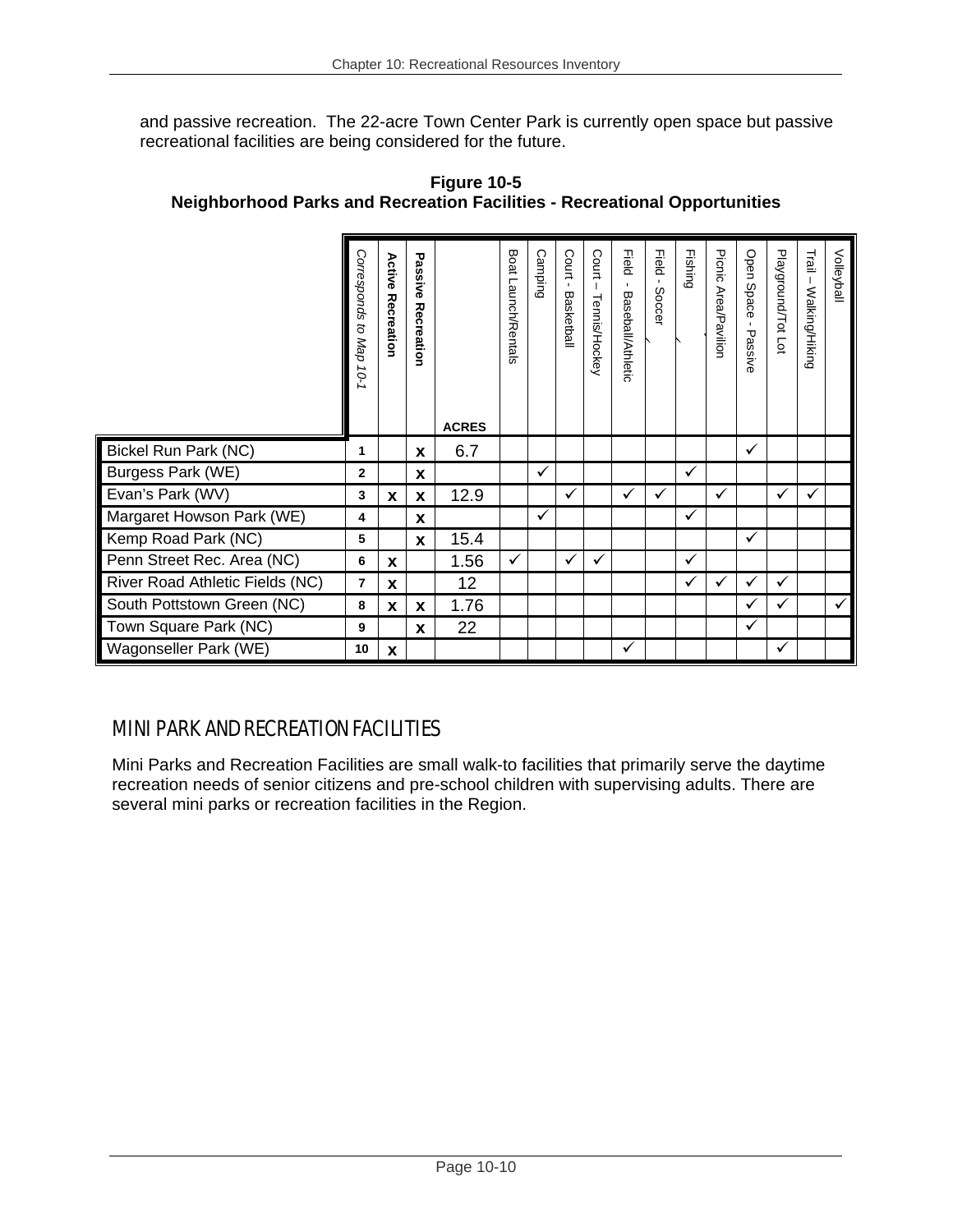and passive recreation. The 22-acre Town Center Park is currently open space but passive recreational facilities are being considered for the future.

**Figure 10-5**
**Neighborhood Parks and Recreation Facilities - Recreational Opportunities**

| | *Corresponds to Map 10-1* | **Active Recreation** | **Passive Recreation** | **ACRES** | Boat Launch/Rentals | Camping | Court - Basketball | Court – Tennis/Hockey | Field - Baseball/Athletic | Field - Soccer | Fishing | Picnic Area/Pavilion | Open Space - Passive | Playground/Tot Lot | Trail – Walking/Hiking | Volleyball |
|---|---|---|---|---|---|---|---|---|---|---|---|---|---|---|---|---|
| Bickel Run Park (NC) | 1 | | X | 6.7 | | | | | | | | | ✓ | | | |
| Burgess Park (WE) | 2 | | X | | | ✓ | | | | | ✓ | | | | | |
| Evan's Park (WV) | 3 | X | X | 12.9 | | | ✓ | | ✓ | ✓ | | ✓ | | ✓ | ✓ | |
| Margaret Howson Park (WE) | 4 | | X | | | ✓ | | | | | ✓ | | | | | |
| Kemp Road Park (NC) | 5 | | X | 15.4 | | | | | | | | | ✓ | | | |
| Penn Street Rec. Area (NC) | 6 | X | | 1.56 | ✓ | | ✓ | ✓ | | | ✓ | | | | | |
| River Road Athletic Fields (NC) | 7 | X | | 12 | | | | | | | ✓ | ✓ | ✓ | ✓ | | |
| South Pottstown Green (NC) | 8 | X | X | 1.76 | | | | | | | | | ✓ | ✓ | | ✓ |
| Town Square Park (NC) | 9 | | X | 22 | | | | | | | | | ✓ | | | |
| Wagonseller Park (WE) | 10 | X | | | | | | | ✓ | | | | | ✓ | | |

## MINI PARK AND RECREATION FACILITIES

Mini Parks and Recreation Facilities are small walk-to facilities that primarily serve the daytime recreation needs of senior citizens and pre-school children with supervising adults. There are several mini parks or recreation facilities in the Region.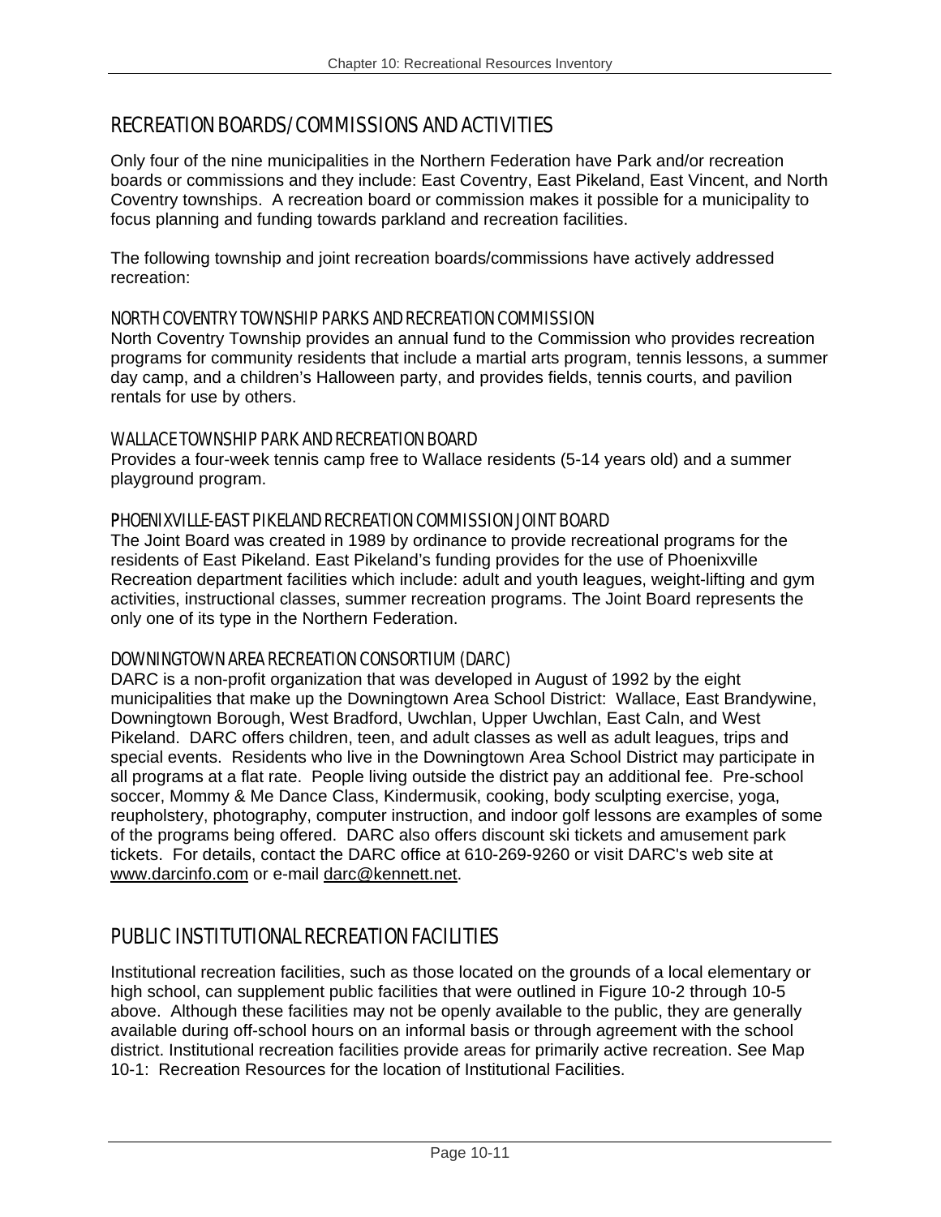## RECREATION BOARDS/COMMISSIONS AND ACTIVITIES

Only four of the nine municipalities in the Northern Federation have Park and/or recreation boards or commissions and they include: East Coventry, East Pikeland, East Vincent, and North Coventry townships. A recreation board or commission makes it possible for a municipality to focus planning and funding towards parkland and recreation facilities.

The following township and joint recreation boards/commissions have actively addressed recreation:

### NORTH COVENTRY TOWNSHIP PARKS AND RECREATION COMMISSION

North Coventry Township provides an annual fund to the Commission who provides recreation programs for community residents that include a martial arts program, tennis lessons, a summer day camp, and a children's Halloween party, and provides fields, tennis courts, and pavilion rentals for use by others.

### WALLACE TOWNSHIP PARK AND RECREATION BOARD

Provides a four-week tennis camp free to Wallace residents (5-14 years old) and a summer playground program.

### PHOENIXVILLE-EAST PIKELAND RECREATION COMMISSION JOINT BOARD

The Joint Board was created in 1989 by ordinance to provide recreational programs for the residents of East Pikeland. East Pikeland's funding provides for the use of Phoenixville Recreation department facilities which include: adult and youth leagues, weight-lifting and gym activities, instructional classes, summer recreation programs. The Joint Board represents the only one of its type in the Northern Federation.

### DOWNINGTOWN AREA RECREATION CONSORTIUM (DARC)

DARC is a non-profit organization that was developed in August of 1992 by the eight municipalities that make up the Downingtown Area School District: Wallace, East Brandywine, Downingtown Borough, West Bradford, Uwchlan, Upper Uwchlan, East Caln, and West Pikeland. DARC offers children, teen, and adult classes as well as adult leagues, trips and special events. Residents who live in the Downingtown Area School District may participate in all programs at a flat rate. People living outside the district pay an additional fee. Pre-school soccer, Mommy & Me Dance Class, Kindermusik, cooking, body sculpting exercise, yoga, reupholstery, photography, computer instruction, and indoor golf lessons are examples of some of the programs being offered. DARC also offers discount ski tickets and amusement park tickets. For details, contact the DARC office at 610-269-9260 or visit DARC's web site at www.darcinfo.com or e-mail darc@kennett.net.

## PUBLIC INSTITUTIONAL RECREATION FACILITIES

Institutional recreation facilities, such as those located on the grounds of a local elementary or high school, can supplement public facilities that were outlined in Figure 10-2 through 10-5 above. Although these facilities may not be openly available to the public, they are generally available during off-school hours on an informal basis or through agreement with the school district. Institutional recreation facilities provide areas for primarily active recreation. See Map 10-1: Recreation Resources for the location of Institutional Facilities.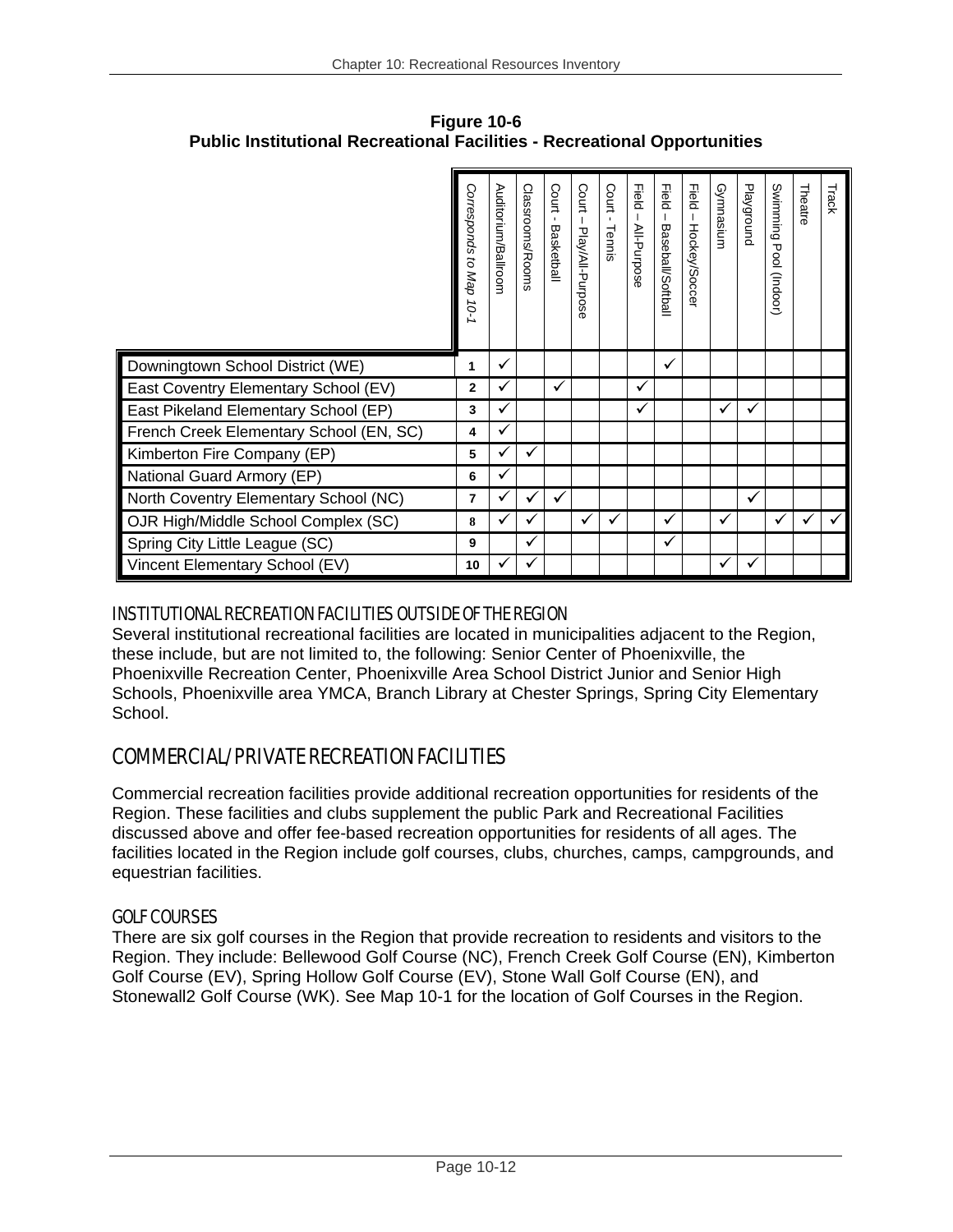**Figure 10-6**
**Public Institutional Recreational Facilities - Recreational Opportunities**

| | *Corresponds to Map 10-1* | Auditorium/Ballroom | Classrooms/Rooms | Court - Basketball | Court – Play/All-Purpose | Court - Tennis | Field – All-Purpose | Field – Baseball/Softball | Field – Hockey/Soccer | Gymnasium | Playground | Swimming Pool (Indoor) | Theatre | Track |
|---|---|---|---|---|---|---|---|---|---|---|---|---|---|---|
| Downingtown School District (WE) | 1 | ✓ | | | | | | ✓ | | | | | | |
| East Coventry Elementary School (EV) | 2 | ✓ | | ✓ | | | ✓ | | | | | | | |
| East Pikeland Elementary School (EP) | 3 | ✓ | | | | | ✓ | | | ✓ | ✓ | | | |
| French Creek Elementary School (EN, SC) | 4 | ✓ | | | | | | | | | | | | |
| Kimberton Fire Company (EP) | 5 | ✓ | ✓ | | | | | | | | | | | |
| National Guard Armory (EP) | 6 | ✓ | | | | | | | | | | | | |
| North Coventry Elementary School (NC) | 7 | ✓ | ✓ | ✓ | | | | | | | ✓ | | | |
| OJR High/Middle School Complex (SC) | 8 | ✓ | ✓ | | ✓ | ✓ | | ✓ | | ✓ | | ✓ | ✓ | ✓ |
| Spring City Little League (SC) | 9 | | ✓ | | | | | ✓ | | | | | | |
| Vincent Elementary School (EV) | 10 | ✓ | ✓ | | | | | | | ✓ | ✓ | | | |

### INSTITUTIONAL RECREATION FACILITIES OUTSIDE OF THE REGION

Several institutional recreational facilities are located in municipalities adjacent to the Region, these include, but are not limited to, the following: Senior Center of Phoenixville, the Phoenixville Recreation Center, Phoenixville Area School District Junior and Senior High Schools, Phoenixville area YMCA, Branch Library at Chester Springs, Spring City Elementary School.

## COMMERCIAL/PRIVATE RECREATION FACILITIES

Commercial recreation facilities provide additional recreation opportunities for residents of the Region. These facilities and clubs supplement the public Park and Recreational Facilities discussed above and offer fee-based recreation opportunities for residents of all ages. The facilities located in the Region include golf courses, clubs, churches, camps, campgrounds, and equestrian facilities.

### GOLF COURSES

There are six golf courses in the Region that provide recreation to residents and visitors to the Region. They include: Bellewood Golf Course (NC), French Creek Golf Course (EN), Kimberton Golf Course (EV), Spring Hollow Golf Course (EV), Stone Wall Golf Course (EN), and Stonewall2 Golf Course (WK). See Map 10-1 for the location of Golf Courses in the Region.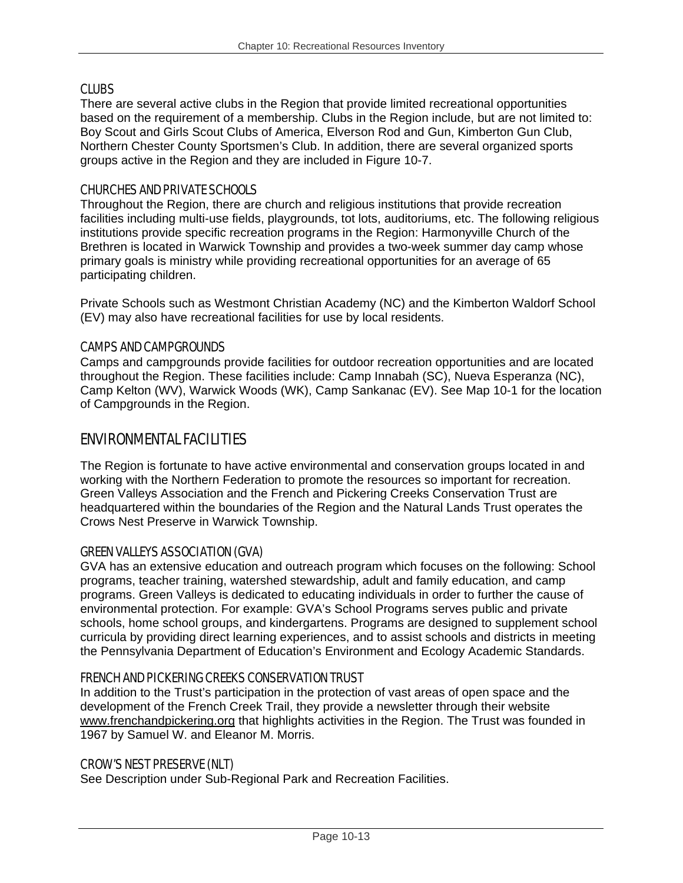### CLUBS

There are several active clubs in the Region that provide limited recreational opportunities based on the requirement of a membership. Clubs in the Region include, but are not limited to: Boy Scout and Girls Scout Clubs of America, Elverson Rod and Gun, Kimberton Gun Club, Northern Chester County Sportsmen's Club. In addition, there are several organized sports groups active in the Region and they are included in Figure 10-7.

### CHURCHES AND PRIVATE SCHOOLS

Throughout the Region, there are church and religious institutions that provide recreation facilities including multi-use fields, playgrounds, tot lots, auditoriums, etc. The following religious institutions provide specific recreation programs in the Region: Harmonyville Church of the Brethren is located in Warwick Township and provides a two-week summer day camp whose primary goals is ministry while providing recreational opportunities for an average of 65 participating children.

Private Schools such as Westmont Christian Academy (NC) and the Kimberton Waldorf School (EV) may also have recreational facilities for use by local residents.

### CAMPS AND CAMPGROUNDS

Camps and campgrounds provide facilities for outdoor recreation opportunities and are located throughout the Region. These facilities include: Camp Innabah (SC), Nueva Esperanza (NC), Camp Kelton (WV), Warwick Woods (WK), Camp Sankanac (EV). See Map 10-1 for the location of Campgrounds in the Region.

## ENVIRONMENTAL FACILITIES

The Region is fortunate to have active environmental and conservation groups located in and working with the Northern Federation to promote the resources so important for recreation. Green Valleys Association and the French and Pickering Creeks Conservation Trust are headquartered within the boundaries of the Region and the Natural Lands Trust operates the Crows Nest Preserve in Warwick Township.

### GREEN VALLEYS ASSOCIATION (GVA)

GVA has an extensive education and outreach program which focuses on the following: School programs, teacher training, watershed stewardship, adult and family education, and camp programs. Green Valleys is dedicated to educating individuals in order to further the cause of environmental protection. For example: GVA's School Programs serves public and private schools, home school groups, and kindergartens. Programs are designed to supplement school curricula by providing direct learning experiences, and to assist schools and districts in meeting the Pennsylvania Department of Education's Environment and Ecology Academic Standards.

### FRENCH AND PICKERING CREEKS CONSERVATION TRUST

In addition to the Trust's participation in the protection of vast areas of open space and the development of the French Creek Trail, they provide a newsletter through their website www.frenchandpickering.org that highlights activities in the Region. The Trust was founded in 1967 by Samuel W. and Eleanor M. Morris.

### CROW'S NEST PRESERVE (NLT)

See Description under Sub-Regional Park and Recreation Facilities.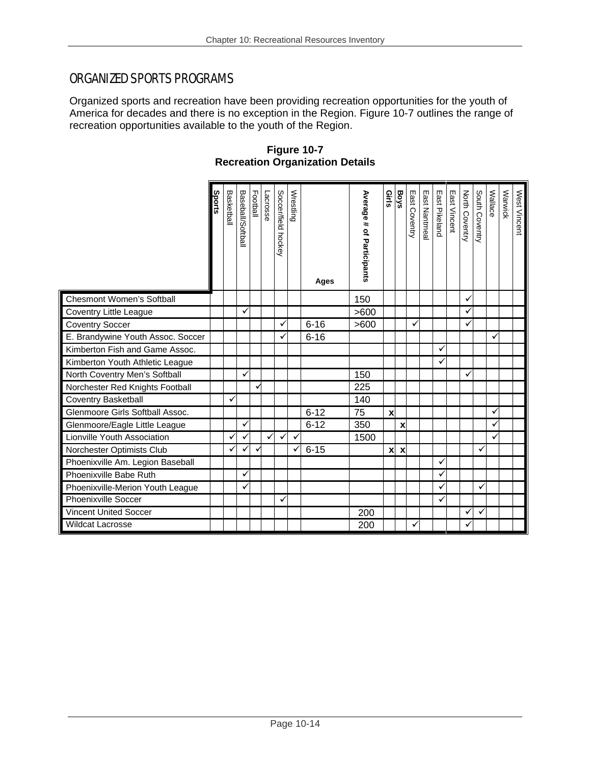## ORGANIZED SPORTS PROGRAMS

Organized sports and recreation have been providing recreation opportunities for the youth of America for decades and there is no exception in the Region. Figure 10-7 outlines the range of recreation opportunities available to the youth of the Region.

**Figure 10-7**
**Recreation Organization Details**

| | Sports | Basketball | Baseball/Softball | Football | Lacrosse | Soccer/field hockey | Wrestling | Ages | Average # of Participants | Girls | Boys | East Coventry | East Nantmeal | East Pikeland | East Vincent | North Coventry | South Coventry | Wallace | Warwick | West Vincent |
|---|---|---|---|---|---|---|---|---|---|---|---|---|---|---|---|---|---|---|---|---|
| Chesmont Women's Softball | | | | | | | | | 150 | | | | | | | ✓ | | | | |
| Coventry Little League | | | ✓ | | | | | | >600 | | | | | | | ✓ | | | | |
| Coventry Soccer | | | | | | ✓ | | 6-16 | >600 | | | ✓ | | | | ✓ | | | | |
| E. Brandywine Youth Assoc. Soccer | | | | | | ✓ | | 6-16 | | | | | | | | | | ✓ | | |
| Kimberton Fish and Game Assoc. | | | | | | | | | | | | | | ✓ | | | | | | |
| Kimberton Youth Athletic League | | | | | | | | | | | | | | ✓ | | | | | | |
| North Coventry Men's Softball | | | ✓ | | | | | | 150 | | | | | | | ✓ | | | | |
| Norchester Red Knights Football | | | | ✓ | | | | | 225 | | | | | | | | | | | |
| Coventry Basketball | | ✓ | | | | | | | 140 | | | | | | | | | | | |
| Glenmoore Girls Softball Assoc. | | | | | | | | 6-12 | 75 | x | | | | | | | | ✓ | | |
| Glenmoore/Eagle Little League | | | ✓ | | | | | 6-12 | 350 | | x | | | | | | | ✓ | | |
| Lionville Youth Association | | ✓ | ✓ | | ✓ | ✓ | ✓ | | 1500 | | | | | | | | | ✓ | | |
| Norchester Optimists Club | | ✓ | ✓ | ✓ | | | ✓ | 6-15 | | x | x | | | | | | ✓ | | | |
| Phoenixville Am. Legion Baseball | | | | | | | | | | | | | | ✓ | | | | | | |
| Phoenixville Babe Ruth | | | ✓ | | | | | | | | | | | ✓ | | | | | | |
| Phoenixville-Merion Youth League | | | ✓ | | | | | | | | | | | ✓ | | | ✓ | | | |
| Phoenixville Soccer | | | | | | ✓ | | | | | | | | ✓ | | | | | | |
| Vincent United Soccer | | | | | | | | | 200 | | | | | | | ✓ | ✓ | | | |
| Wildcat Lacrosse | | | | | | | | | 200 | | | ✓ | | | | ✓ | | | | |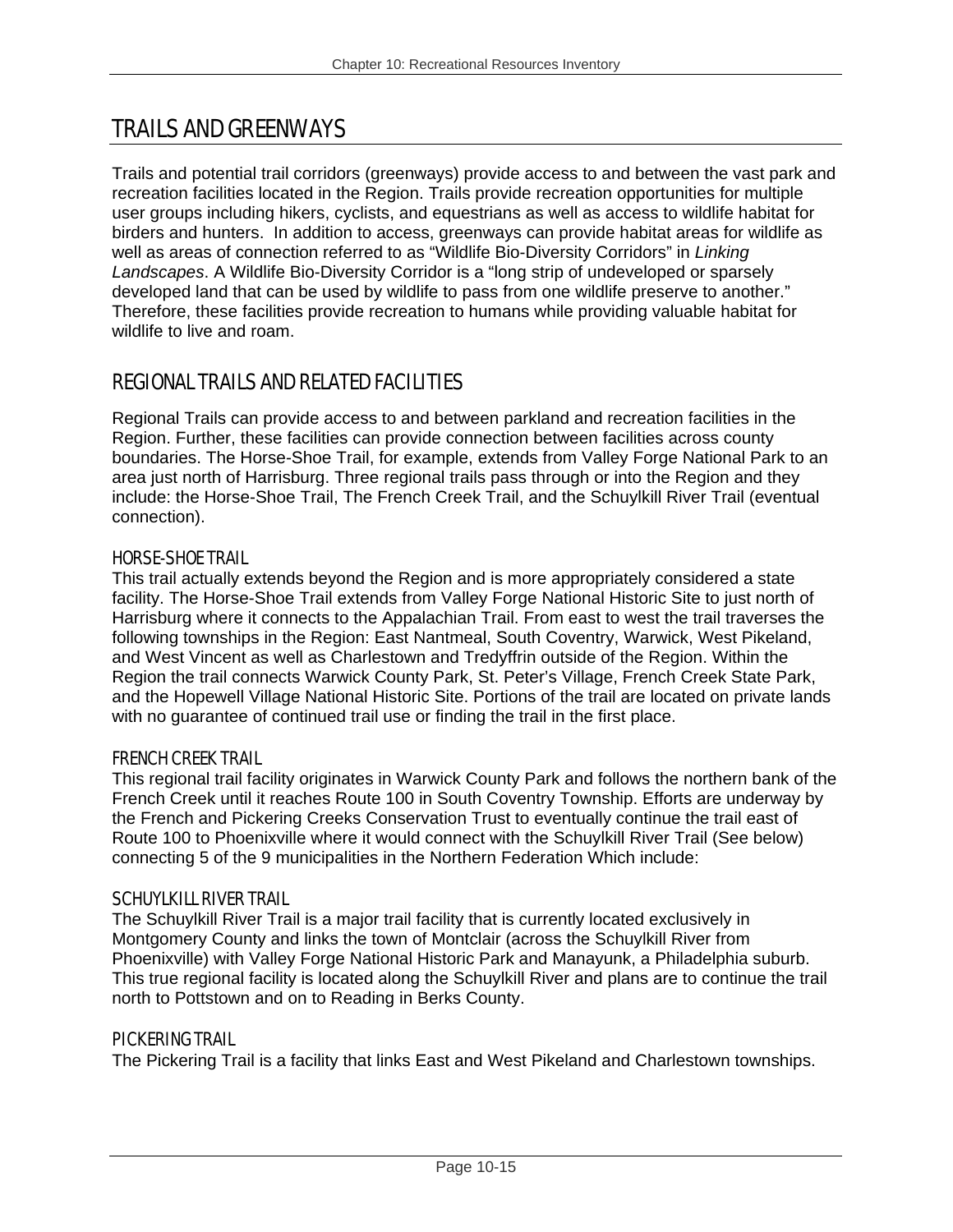# TRAILS AND GREENWAYS

Trails and potential trail corridors (greenways) provide access to and between the vast park and recreation facilities located in the Region. Trails provide recreation opportunities for multiple user groups including hikers, cyclists, and equestrians as well as access to wildlife habitat for birders and hunters. In addition to access, greenways can provide habitat areas for wildlife as well as areas of connection referred to as "Wildlife Bio-Diversity Corridors" in *Linking Landscapes*. A Wildlife Bio-Diversity Corridor is a "long strip of undeveloped or sparsely developed land that can be used by wildlife to pass from one wildlife preserve to another." Therefore, these facilities provide recreation to humans while providing valuable habitat for wildlife to live and roam.

## REGIONAL TRAILS AND RELATED FACILITIES

Regional Trails can provide access to and between parkland and recreation facilities in the Region. Further, these facilities can provide connection between facilities across county boundaries. The Horse-Shoe Trail, for example, extends from Valley Forge National Park to an area just north of Harrisburg. Three regional trails pass through or into the Region and they include: the Horse-Shoe Trail, The French Creek Trail, and the Schuylkill River Trail (eventual connection).

### HORSE-SHOE TRAIL

This trail actually extends beyond the Region and is more appropriately considered a state facility. The Horse-Shoe Trail extends from Valley Forge National Historic Site to just north of Harrisburg where it connects to the Appalachian Trail. From east to west the trail traverses the following townships in the Region: East Nantmeal, South Coventry, Warwick, West Pikeland, and West Vincent as well as Charlestown and Tredyffrin outside of the Region. Within the Region the trail connects Warwick County Park, St. Peter's Village, French Creek State Park, and the Hopewell Village National Historic Site. Portions of the trail are located on private lands with no guarantee of continued trail use or finding the trail in the first place.

### FRENCH CREEK TRAIL

This regional trail facility originates in Warwick County Park and follows the northern bank of the French Creek until it reaches Route 100 in South Coventry Township. Efforts are underway by the French and Pickering Creeks Conservation Trust to eventually continue the trail east of Route 100 to Phoenixville where it would connect with the Schuylkill River Trail (See below) connecting 5 of the 9 municipalities in the Northern Federation Which include:

### SCHUYLKILL RIVER TRAIL

The Schuylkill River Trail is a major trail facility that is currently located exclusively in Montgomery County and links the town of Montclair (across the Schuylkill River from Phoenixville) with Valley Forge National Historic Park and Manayunk, a Philadelphia suburb. This true regional facility is located along the Schuylkill River and plans are to continue the trail north to Pottstown and on to Reading in Berks County.

### PICKERING TRAIL

The Pickering Trail is a facility that links East and West Pikeland and Charlestown townships.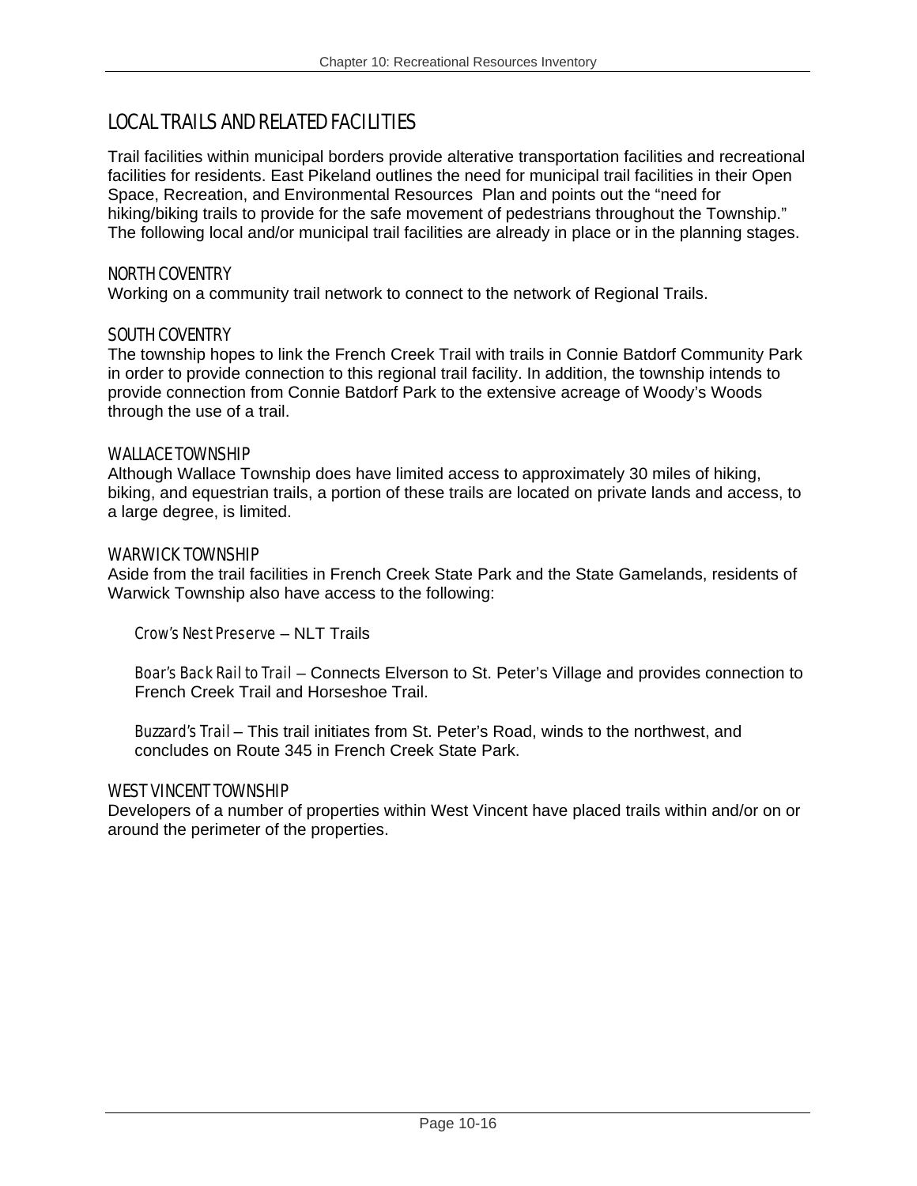## LOCAL TRAILS AND RELATED FACILITIES

Trail facilities within municipal borders provide alterative transportation facilities and recreational facilities for residents. East Pikeland outlines the need for municipal trail facilities in their Open Space, Recreation, and Environmental Resources Plan and points out the "need for hiking/biking trails to provide for the safe movement of pedestrians throughout the Township." The following local and/or municipal trail facilities are already in place or in the planning stages.

### NORTH COVENTRY

Working on a community trail network to connect to the network of Regional Trails.

### SOUTH COVENTRY

The township hopes to link the French Creek Trail with trails in Connie Batdorf Community Park in order to provide connection to this regional trail facility. In addition, the township intends to provide connection from Connie Batdorf Park to the extensive acreage of Woody's Woods through the use of a trail.

### WALLACE TOWNSHIP

Although Wallace Township does have limited access to approximately 30 miles of hiking, biking, and equestrian trails, a portion of these trails are located on private lands and access, to a large degree, is limited.

### WARWICK TOWNSHIP

Aside from the trail facilities in French Creek State Park and the State Gamelands, residents of Warwick Township also have access to the following:

*Crow's Nest Preserve* – NLT Trails

*Boar's Back Rail to Trail* – Connects Elverson to St. Peter's Village and provides connection to French Creek Trail and Horseshoe Trail.

*Buzzard's Trail* – This trail initiates from St. Peter's Road, winds to the northwest, and concludes on Route 345 in French Creek State Park.

### WEST VINCENT TOWNSHIP

Developers of a number of properties within West Vincent have placed trails within and/or on or around the perimeter of the properties.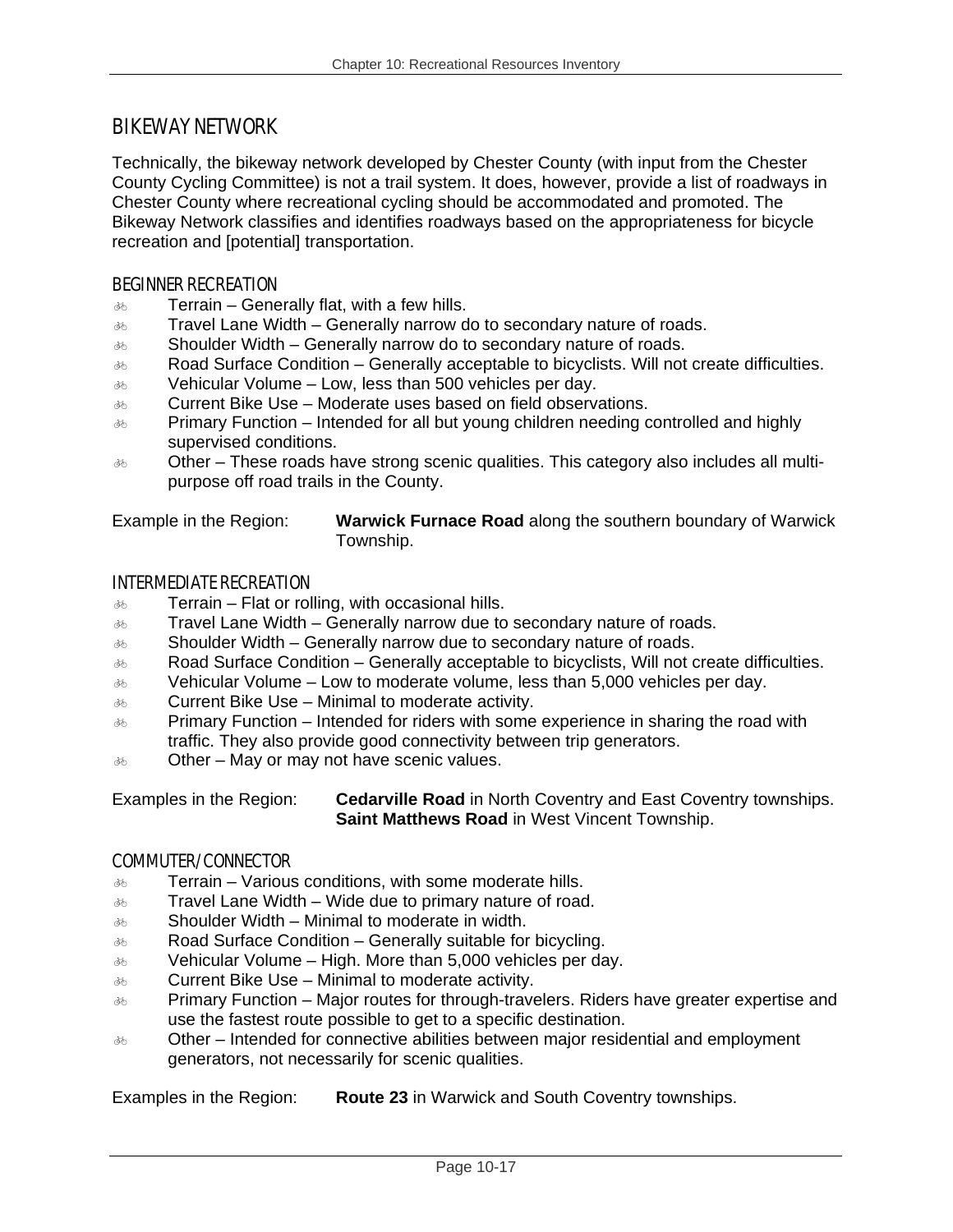## BIKEWAY NETWORK

Technically, the bikeway network developed by Chester County (with input from the Chester County Cycling Committee) is not a trail system. It does, however, provide a list of roadways in Chester County where recreational cycling should be accommodated and promoted. The Bikeway Network classifies and identifies roadways based on the appropriateness for bicycle recreation and [potential] transportation.

### BEGINNER RECREATION

- Terrain – Generally flat, with a few hills.
- Travel Lane Width – Generally narrow do to secondary nature of roads.
- Shoulder Width – Generally narrow do to secondary nature of roads.
- Road Surface Condition – Generally acceptable to bicyclists. Will not create difficulties.
- Vehicular Volume – Low, less than 500 vehicles per day.
- Current Bike Use – Moderate uses based on field observations.
- Primary Function – Intended for all but young children needing controlled and highly supervised conditions.
- Other – These roads have strong scenic qualities. This category also includes all multi-purpose off road trails in the County.

Example in the Region: **Warwick Furnace Road** along the southern boundary of Warwick Township.

### INTERMEDIATE RECREATION

- Terrain – Flat or rolling, with occasional hills.
- Travel Lane Width – Generally narrow due to secondary nature of roads.
- Shoulder Width – Generally narrow due to secondary nature of roads.
- Road Surface Condition – Generally acceptable to bicyclists, Will not create difficulties.
- Vehicular Volume – Low to moderate volume, less than 5,000 vehicles per day.
- Current Bike Use – Minimal to moderate activity.
- Primary Function – Intended for riders with some experience in sharing the road with traffic. They also provide good connectivity between trip generators.
- Other – May or may not have scenic values.

Examples in the Region: **Cedarville Road** in North Coventry and East Coventry townships. **Saint Matthews Road** in West Vincent Township.

### COMMUTER/CONNECTOR

- Terrain – Various conditions, with some moderate hills.
- Travel Lane Width – Wide due to primary nature of road.
- Shoulder Width – Minimal to moderate in width.
- Road Surface Condition – Generally suitable for bicycling.
- Vehicular Volume – High. More than 5,000 vehicles per day.
- Current Bike Use – Minimal to moderate activity.
- Primary Function – Major routes for through-travelers. Riders have greater expertise and use the fastest route possible to get to a specific destination.
- Other – Intended for connective abilities between major residential and employment generators, not necessarily for scenic qualities.

Examples in the Region: **Route 23** in Warwick and South Coventry townships.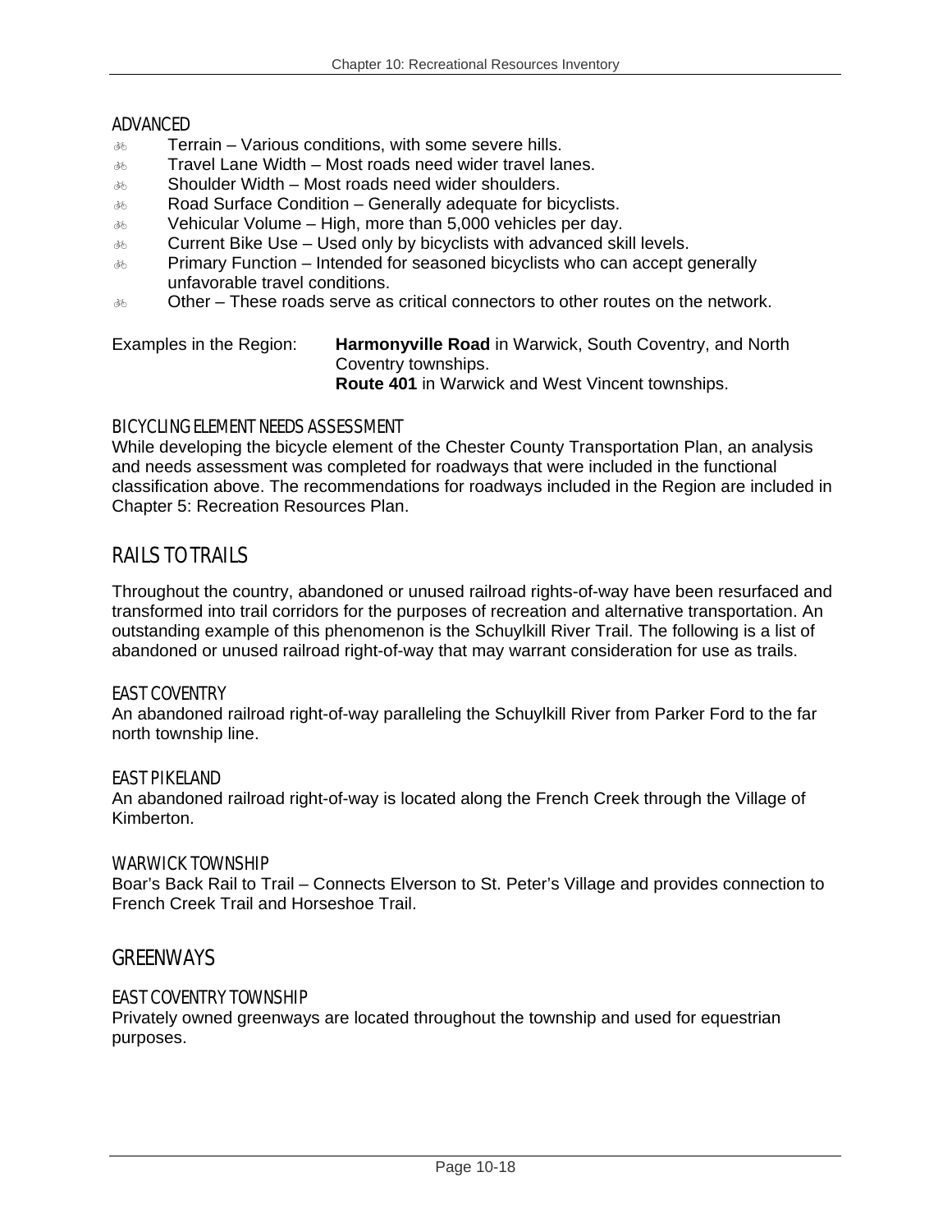### ADVANCED

- Terrain – Various conditions, with some severe hills.
- Travel Lane Width – Most roads need wider travel lanes.
- Shoulder Width – Most roads need wider shoulders.
- Road Surface Condition – Generally adequate for bicyclists.
- Vehicular Volume – High, more than 5,000 vehicles per day.
- Current Bike Use – Used only by bicyclists with advanced skill levels.
- Primary Function – Intended for seasoned bicyclists who can accept generally unfavorable travel conditions.
- Other – These roads serve as critical connectors to other routes on the network.

Examples in the Region: **Harmonyville Road** in Warwick, South Coventry, and North Coventry townships.
**Route 401** in Warwick and West Vincent townships.

### BICYCLING ELEMENT NEEDS ASSESSMENT

While developing the bicycle element of the Chester County Transportation Plan, an analysis and needs assessment was completed for roadways that were included in the functional classification above. The recommendations for roadways included in the Region are included in Chapter 5: Recreation Resources Plan.

## RAILS TO TRAILS

Throughout the country, abandoned or unused railroad rights-of-way have been resurfaced and transformed into trail corridors for the purposes of recreation and alternative transportation. An outstanding example of this phenomenon is the Schuylkill River Trail. The following is a list of abandoned or unused railroad right-of-way that may warrant consideration for use as trails.

### EAST COVENTRY

An abandoned railroad right-of-way paralleling the Schuylkill River from Parker Ford to the far north township line.

### EAST PIKELAND

An abandoned railroad right-of-way is located along the French Creek through the Village of Kimberton.

### WARWICK TOWNSHIP

Boar's Back Rail to Trail – Connects Elverson to St. Peter's Village and provides connection to French Creek Trail and Horseshoe Trail.

## GREENWAYS

### EAST COVENTRY TOWNSHIP

Privately owned greenways are located throughout the township and used for equestrian purposes.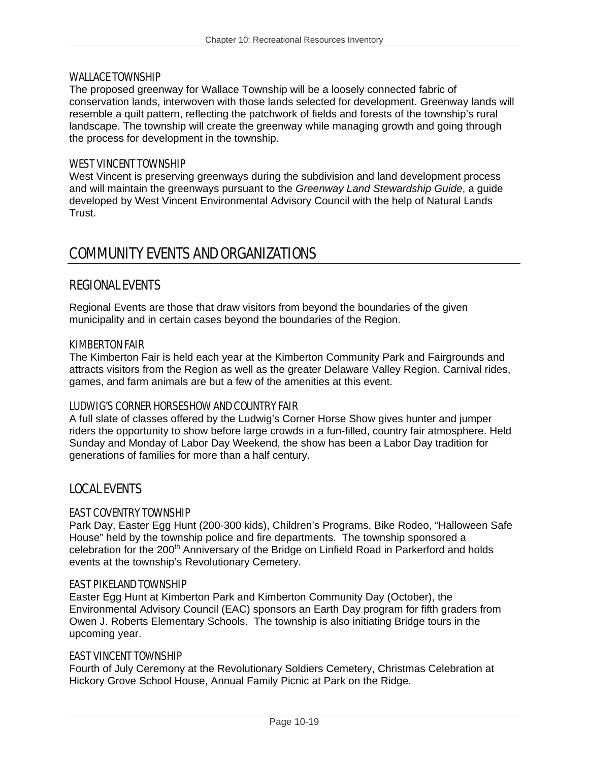#### WALLACE TOWNSHIP

The proposed greenway for Wallace Township will be a loosely connected fabric of conservation lands, interwoven with those lands selected for development. Greenway lands will resemble a quilt pattern, reflecting the patchwork of fields and forests of the township's rural landscape. The township will create the greenway while managing growth and going through the process for development in the township.

#### WEST VINCENT TOWNSHIP

West Vincent is preserving greenways during the subdivision and land development process and will maintain the greenways pursuant to the *Greenway Land Stewardship Guide*, a guide developed by West Vincent Environmental Advisory Council with the help of Natural Lands Trust.

## COMMUNITY EVENTS AND ORGANIZATIONS

### REGIONAL EVENTS

Regional Events are those that draw visitors from beyond the boundaries of the given municipality and in certain cases beyond the boundaries of the Region.

#### KIMBERTON FAIR

The Kimberton Fair is held each year at the Kimberton Community Park and Fairgrounds and attracts visitors from the Region as well as the greater Delaware Valley Region. Carnival rides, games, and farm animals are but a few of the amenities at this event.

#### LUDWIG'S CORNER HORSESHOW AND COUNTRY FAIR

A full slate of classes offered by the Ludwig's Corner Horse Show gives hunter and jumper riders the opportunity to show before large crowds in a fun-filled, country fair atmosphere. Held Sunday and Monday of Labor Day Weekend, the show has been a Labor Day tradition for generations of families for more than a half century.

### LOCAL EVENTS

#### EAST COVENTRY TOWNSHIP

Park Day, Easter Egg Hunt (200-300 kids), Children's Programs, Bike Rodeo, "Halloween Safe House" held by the township police and fire departments. The township sponsored a celebration for the 200th Anniversary of the Bridge on Linfield Road in Parkerford and holds events at the township's Revolutionary Cemetery.

#### EAST PIKELAND TOWNSHIP

Easter Egg Hunt at Kimberton Park and Kimberton Community Day (October), the Environmental Advisory Council (EAC) sponsors an Earth Day program for fifth graders from Owen J. Roberts Elementary Schools. The township is also initiating Bridge tours in the upcoming year.

#### EAST VINCENT TOWNSHIP

Fourth of July Ceremony at the Revolutionary Soldiers Cemetery, Christmas Celebration at Hickory Grove School House, Annual Family Picnic at Park on the Ridge.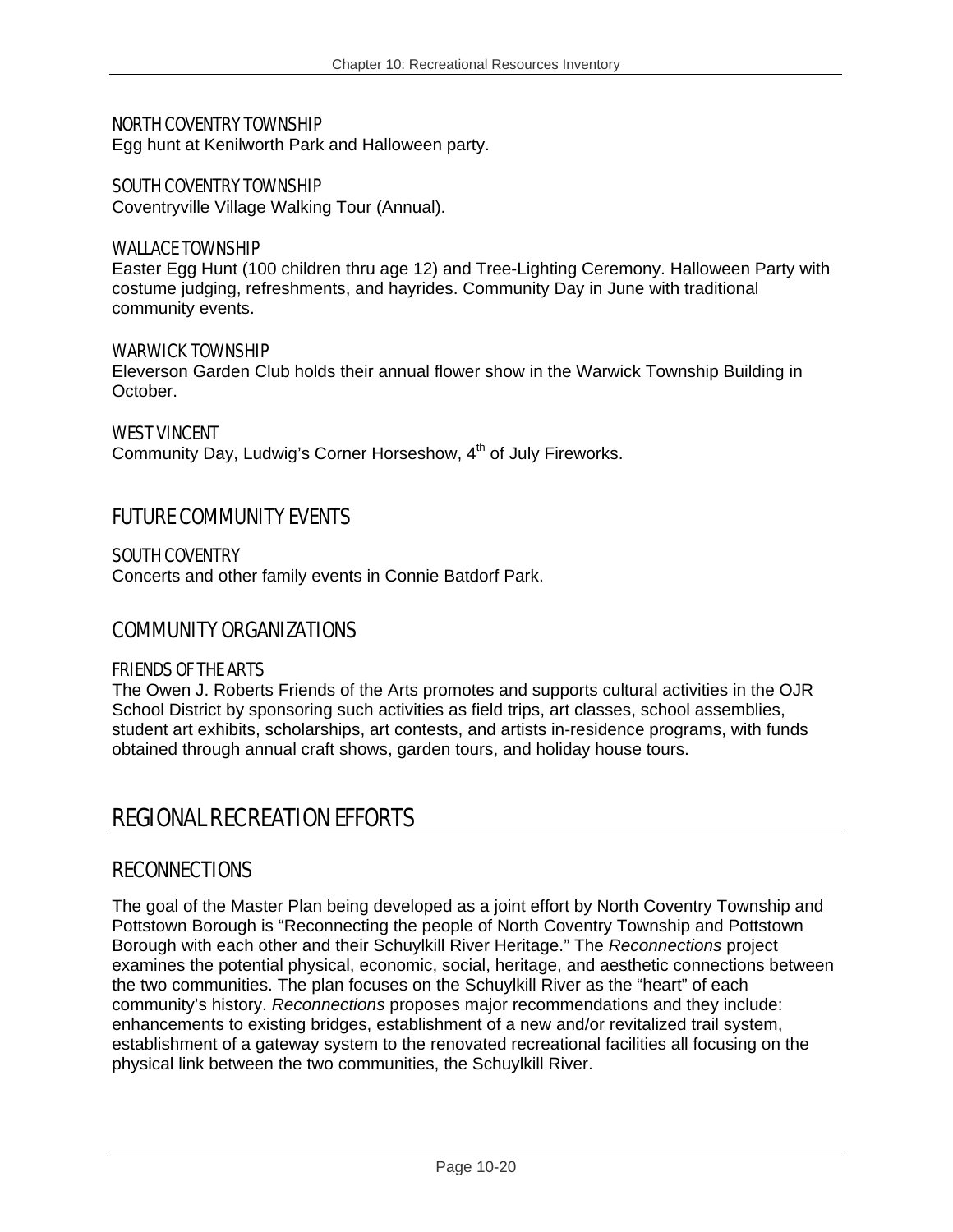### NORTH COVENTRY TOWNSHIP
Egg hunt at Kenilworth Park and Halloween party.

### SOUTH COVENTRY TOWNSHIP
Coventryville Village Walking Tour (Annual).

### WALLACE TOWNSHIP
Easter Egg Hunt (100 children thru age 12) and Tree-Lighting Ceremony. Halloween Party with costume judging, refreshments, and hayrides. Community Day in June with traditional community events.

### WARWICK TOWNSHIP
Eleverson Garden Club holds their annual flower show in the Warwick Township Building in October.

### WEST VINCENT
Community Day, Ludwig's Corner Horseshow, 4th of July Fireworks.

## FUTURE COMMUNITY EVENTS

### SOUTH COVENTRY
Concerts and other family events in Connie Batdorf Park.

## COMMUNITY ORGANIZATIONS

### FRIENDS OF THE ARTS
The Owen J. Roberts Friends of the Arts promotes and supports cultural activities in the OJR School District by sponsoring such activities as field trips, art classes, school assemblies, student art exhibits, scholarships, art contests, and artists in-residence programs, with funds obtained through annual craft shows, garden tours, and holiday house tours.

# REGIONAL RECREATION EFFORTS

## RECONNECTIONS

The goal of the Master Plan being developed as a joint effort by North Coventry Township and Pottstown Borough is "Reconnecting the people of North Coventry Township and Pottstown Borough with each other and their Schuylkill River Heritage." The *Reconnections* project examines the potential physical, economic, social, heritage, and aesthetic connections between the two communities. The plan focuses on the Schuylkill River as the "heart" of each community's history. *Reconnections* proposes major recommendations and they include: enhancements to existing bridges, establishment of a new and/or revitalized trail system, establishment of a gateway system to the renovated recreational facilities all focusing on the physical link between the two communities, the Schuylkill River.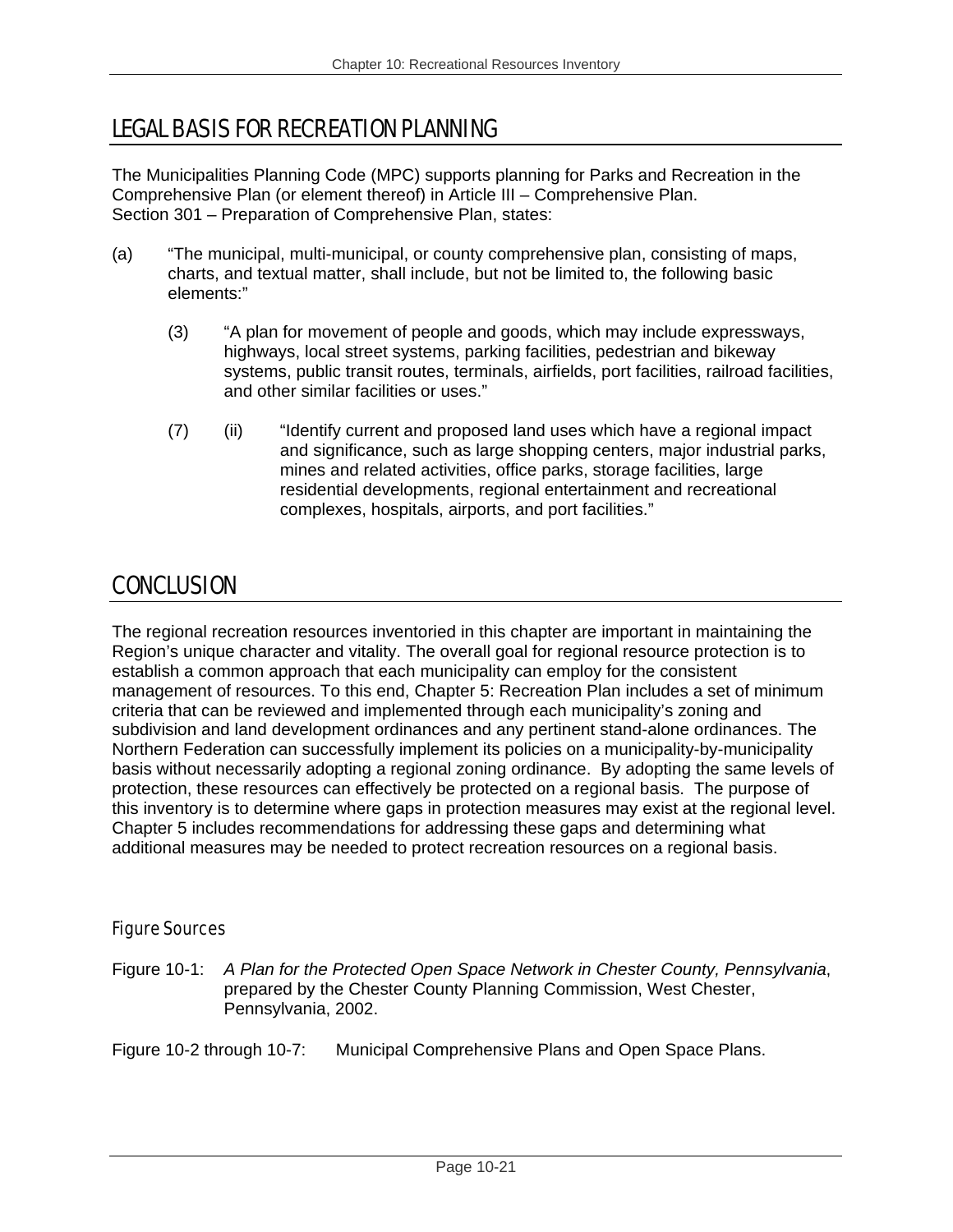## LEGAL BASIS FOR RECREATION PLANNING

The Municipalities Planning Code (MPC) supports planning for Parks and Recreation in the Comprehensive Plan (or element thereof) in Article III – Comprehensive Plan. Section 301 – Preparation of Comprehensive Plan, states:

(a) "The municipal, multi-municipal, or county comprehensive plan, consisting of maps, charts, and textual matter, shall include, but not be limited to, the following basic elements:"

  (3) "A plan for movement of people and goods, which may include expressways, highways, local street systems, parking facilities, pedestrian and bikeway systems, public transit routes, terminals, airfields, port facilities, railroad facilities, and other similar facilities or uses."

  (7) (ii) "Identify current and proposed land uses which have a regional impact and significance, such as large shopping centers, major industrial parks, mines and related activities, office parks, storage facilities, large residential developments, regional entertainment and recreational complexes, hospitals, airports, and port facilities."

## CONCLUSION

The regional recreation resources inventoried in this chapter are important in maintaining the Region's unique character and vitality. The overall goal for regional resource protection is to establish a common approach that each municipality can employ for the consistent management of resources. To this end, Chapter 5: Recreation Plan includes a set of minimum criteria that can be reviewed and implemented through each municipality's zoning and subdivision and land development ordinances and any pertinent stand-alone ordinances. The Northern Federation can successfully implement its policies on a municipality-by-municipality basis without necessarily adopting a regional zoning ordinance. By adopting the same levels of protection, these resources can effectively be protected on a regional basis. The purpose of this inventory is to determine where gaps in protection measures may exist at the regional level. Chapter 5 includes recommendations for addressing these gaps and determining what additional measures may be needed to protect recreation resources on a regional basis.

### Figure Sources

Figure 10-1: *A Plan for the Protected Open Space Network in Chester County, Pennsylvania*, prepared by the Chester County Planning Commission, West Chester, Pennsylvania, 2002.

Figure 10-2 through 10-7: Municipal Comprehensive Plans and Open Space Plans.